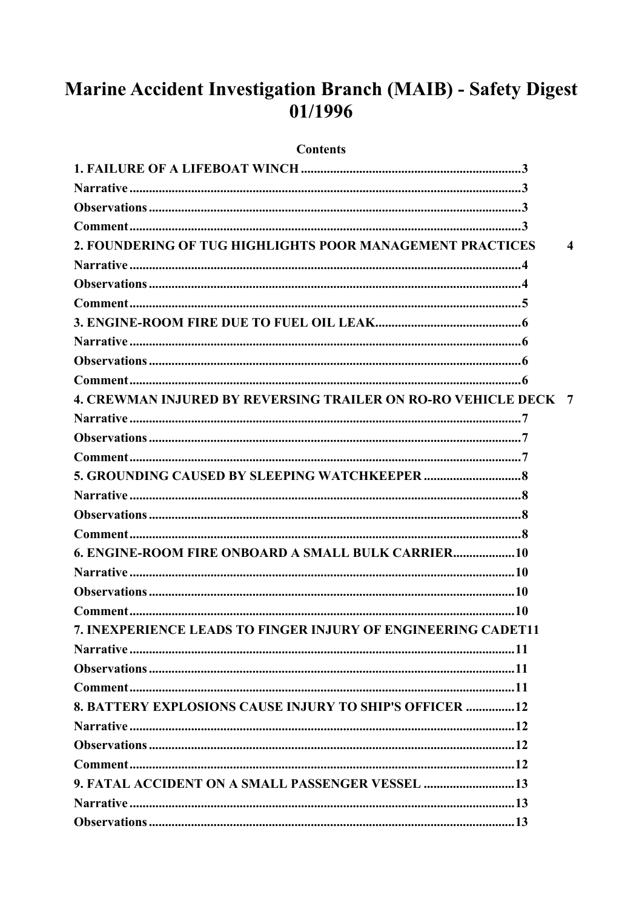# Marine Accident Investigation Branch (MAIB) - Safety Digest 01/1996

**Contents**

**1. FAILURE OF A LIFEBOAT WINCH** .......... 3
**Narrative** .......... 3
**Observations** .......... 3
**Comment** .......... 3
**2. FOUNDERING OF TUG HIGHLIGHTS POOR MANAGEMENT PRACTICES** 4
**Narrative** .......... 4
**Observations** .......... 4
**Comment** .......... 5
**3. ENGINE-ROOM FIRE DUE TO FUEL OIL LEAK** .......... 6
**Narrative** .......... 6
**Observations** .......... 6
**Comment** .......... 6
**4. CREWMAN INJURED BY REVERSING TRAILER ON RO-RO VEHICLE DECK** 7
**Narrative** .......... 7
**Observations** .......... 7
**Comment** .......... 7
**5. GROUNDING CAUSED BY SLEEPING WATCHKEEPER** .......... 8
**Narrative** .......... 8
**Observations** .......... 8
**Comment** .......... 8
**6. ENGINE-ROOM FIRE ONBOARD A SMALL BULK CARRIER** .......... 10
**Narrative** .......... 10
**Observations** .......... 10
**Comment** .......... 10
**7. INEXPERIENCE LEADS TO FINGER INJURY OF ENGINEERING CADET** 11
**Narrative** .......... 11
**Observations** .......... 11
**Comment** .......... 11
**8. BATTERY EXPLOSIONS CAUSE INJURY TO SHIP'S OFFICER** .......... 12
**Narrative** .......... 12
**Observations** .......... 12
**Comment** .......... 12
**9. FATAL ACCIDENT ON A SMALL PASSENGER VESSEL** .......... 13
**Narrative** .......... 13
**Observations** .......... 13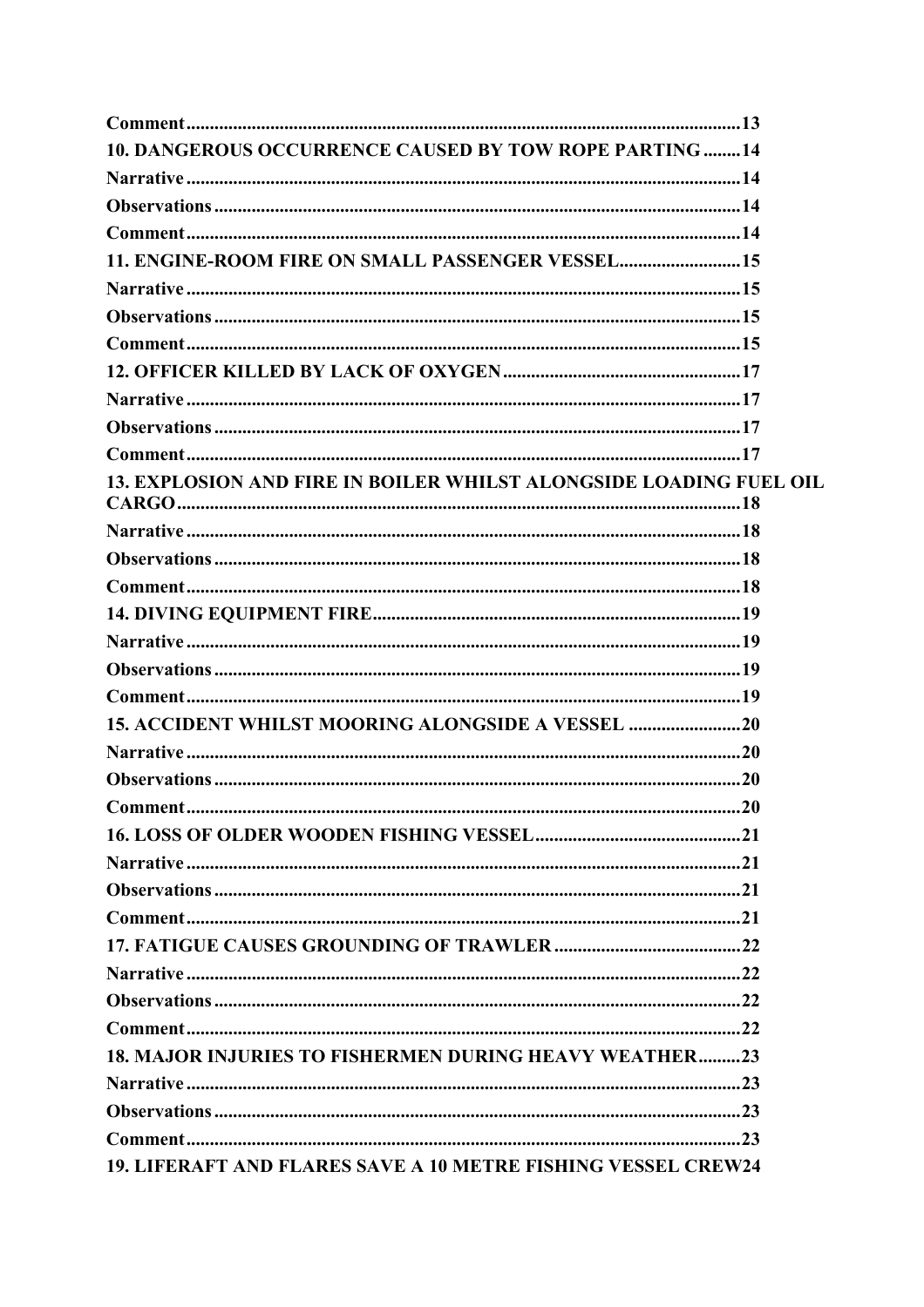**Comment** ........................................................................................................ 13

**10. DANGEROUS OCCURRENCE CAUSED BY TOW ROPE PARTING** ........ 14

**Narrative** ........................................................................................................ 14

**Observations** .................................................................................................. 14

**Comment** ........................................................................................................ 14

**11. ENGINE-ROOM FIRE ON SMALL PASSENGER VESSEL** .......................... 15

**Narrative** ........................................................................................................ 15

**Observations** .................................................................................................. 15

**Comment** ........................................................................................................ 15

**12. OFFICER KILLED BY LACK OF OXYGEN** ................................................... 17

**Narrative** ........................................................................................................ 17

**Observations** .................................................................................................. 17

**Comment** ........................................................................................................ 17

**13. EXPLOSION AND FIRE IN BOILER WHILST ALONGSIDE LOADING FUEL OIL CARGO** ........................................................................................................ 18

**Narrative** ........................................................................................................ 18

**Observations** .................................................................................................. 18

**Comment** ........................................................................................................ 18

**14. DIVING EQUIPMENT FIRE** .............................................................................. 19

**Narrative** ........................................................................................................ 19

**Observations** .................................................................................................. 19

**Comment** ........................................................................................................ 19

**15. ACCIDENT WHILST MOORING ALONGSIDE A VESSEL** ........................ 20

**Narrative** ........................................................................................................ 20

**Observations** .................................................................................................. 20

**Comment** ........................................................................................................ 20

**16. LOSS OF OLDER WOODEN FISHING VESSEL** ............................................ 21

**Narrative** ........................................................................................................ 21

**Observations** .................................................................................................. 21

**Comment** ........................................................................................................ 21

**17. FATIGUE CAUSES GROUNDING OF TRAWLER** ......................................... 22

**Narrative** ........................................................................................................ 22

**Observations** .................................................................................................. 22

**Comment** ........................................................................................................ 22

**18. MAJOR INJURIES TO FISHERMEN DURING HEAVY WEATHER** ......... 23

**Narrative** ........................................................................................................ 23

**Observations** .................................................................................................. 23

**Comment** ........................................................................................................ 23

**19. LIFERAFT AND FLARES SAVE A 10 METRE FISHING VESSEL CREW** 24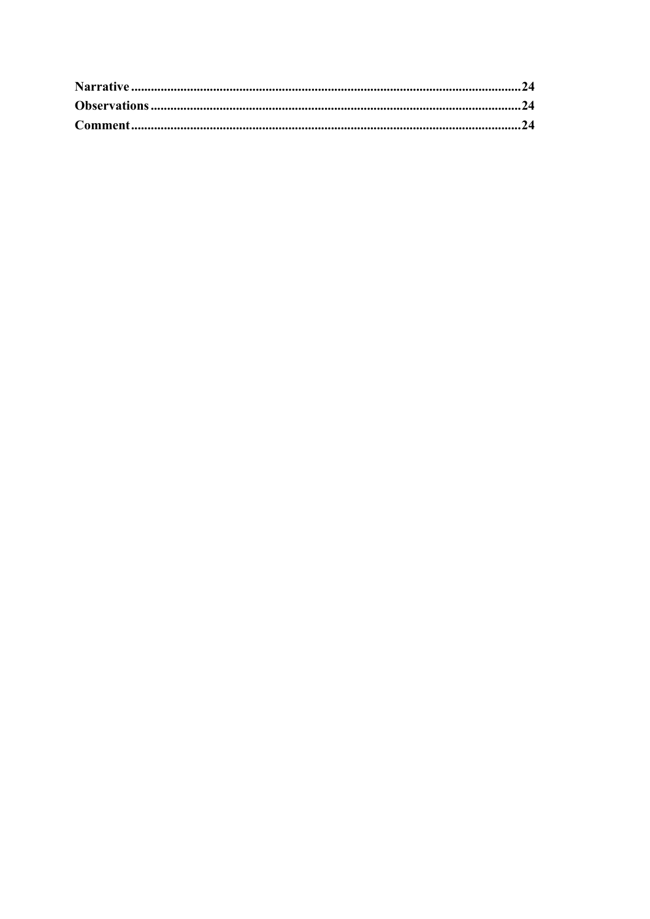**Narrative** .......................................................................................................................24
**Observations** .................................................................................................................24
**Comment** .......................................................................................................................24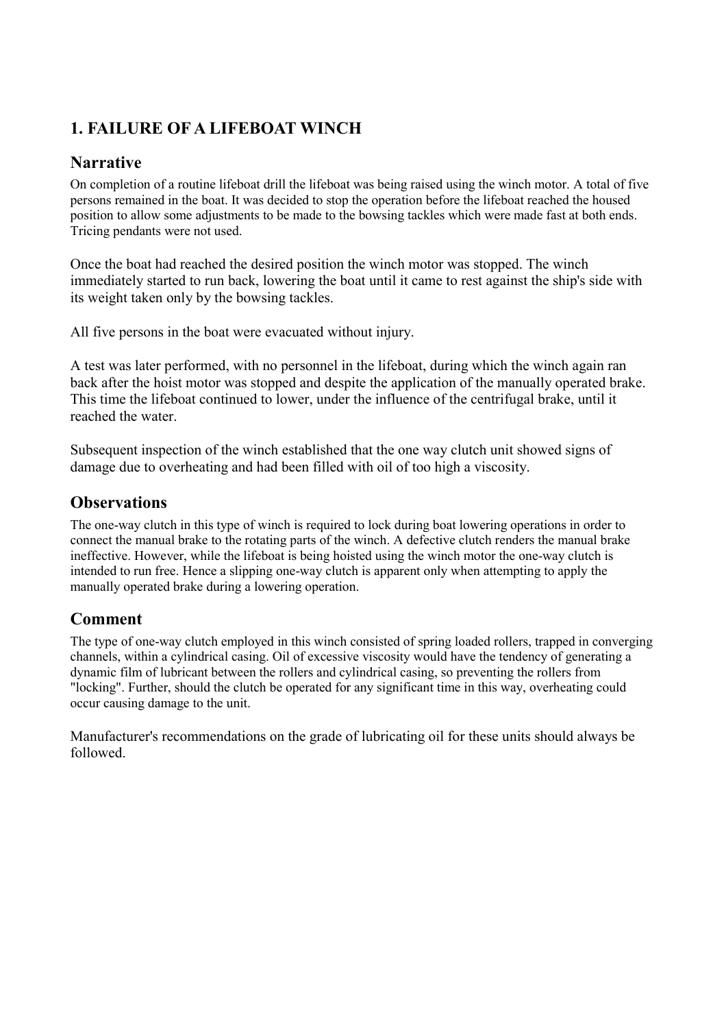## 1. FAILURE OF A LIFEBOAT WINCH

### Narrative

On completion of a routine lifeboat drill the lifeboat was being raised using the winch motor. A total of five persons remained in the boat. It was decided to stop the operation before the lifeboat reached the housed position to allow some adjustments to be made to the bowsing tackles which were made fast at both ends. Tricing pendants were not used.

Once the boat had reached the desired position the winch motor was stopped. The winch immediately started to run back, lowering the boat until it came to rest against the ship's side with its weight taken only by the bowsing tackles.

All five persons in the boat were evacuated without injury.

A test was later performed, with no personnel in the lifeboat, during which the winch again ran back after the hoist motor was stopped and despite the application of the manually operated brake. This time the lifeboat continued to lower, under the influence of the centrifugal brake, until it reached the water.

Subsequent inspection of the winch established that the one way clutch unit showed signs of damage due to overheating and had been filled with oil of too high a viscosity.

### Observations

The one-way clutch in this type of winch is required to lock during boat lowering operations in order to connect the manual brake to the rotating parts of the winch. A defective clutch renders the manual brake ineffective. However, while the lifeboat is being hoisted using the winch motor the one-way clutch is intended to run free. Hence a slipping one-way clutch is apparent only when attempting to apply the manually operated brake during a lowering operation.

### Comment

The type of one-way clutch employed in this winch consisted of spring loaded rollers, trapped in converging channels, within a cylindrical casing. Oil of excessive viscosity would have the tendency of generating a dynamic film of lubricant between the rollers and cylindrical casing, so preventing the rollers from "locking". Further, should the clutch be operated for any significant time in this way, overheating could occur causing damage to the unit.

Manufacturer's recommendations on the grade of lubricating oil for these units should always be followed.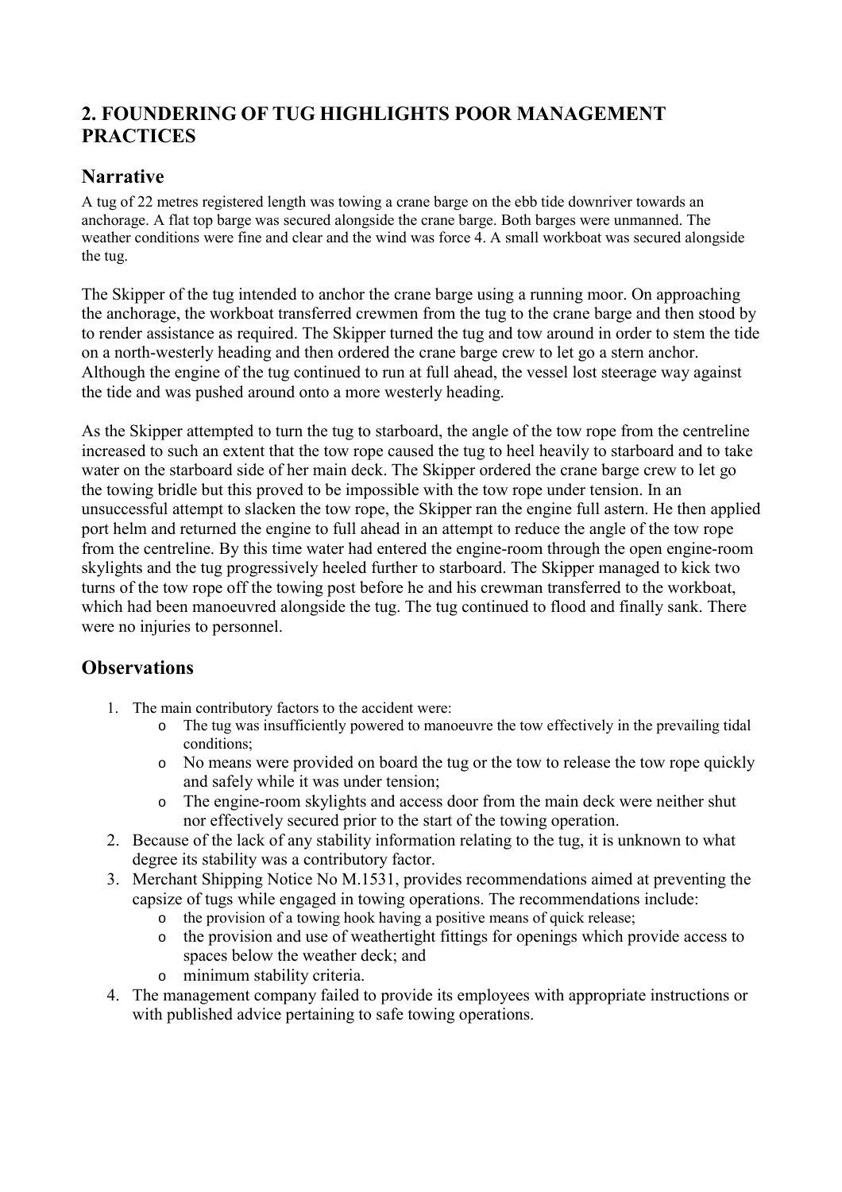## 2. FOUNDERING OF TUG HIGHLIGHTS POOR MANAGEMENT PRACTICES

### Narrative

A tug of 22 metres registered length was towing a crane barge on the ebb tide downriver towards an anchorage. A flat top barge was secured alongside the crane barge. Both barges were unmanned. The weather conditions were fine and clear and the wind was force 4. A small workboat was secured alongside the tug.

The Skipper of the tug intended to anchor the crane barge using a running moor. On approaching the anchorage, the workboat transferred crewmen from the tug to the crane barge and then stood by to render assistance as required. The Skipper turned the tug and tow around in order to stem the tide on a north-westerly heading and then ordered the crane barge crew to let go a stern anchor. Although the engine of the tug continued to run at full ahead, the vessel lost steerage way against the tide and was pushed around onto a more westerly heading.

As the Skipper attempted to turn the tug to starboard, the angle of the tow rope from the centreline increased to such an extent that the tow rope caused the tug to heel heavily to starboard and to take water on the starboard side of her main deck. The Skipper ordered the crane barge crew to let go the towing bridle but this proved to be impossible with the tow rope under tension. In an unsuccessful attempt to slacken the tow rope, the Skipper ran the engine full astern. He then applied port helm and returned the engine to full ahead in an attempt to reduce the angle of the tow rope from the centreline. By this time water had entered the engine-room through the open engine-room skylights and the tug progressively heeled further to starboard. The Skipper managed to kick two turns of the tow rope off the towing post before he and his crewman transferred to the workboat, which had been manoeuvred alongside the tug. The tug continued to flood and finally sank. There were no injuries to personnel.

### Observations

1. The main contributory factors to the accident were:
   - The tug was insufficiently powered to manoeuvre the tow effectively in the prevailing tidal conditions;
   - No means were provided on board the tug or the tow to release the tow rope quickly and safely while it was under tension;
   - The engine-room skylights and access door from the main deck were neither shut nor effectively secured prior to the start of the towing operation.
2. Because of the lack of any stability information relating to the tug, it is unknown to what degree its stability was a contributory factor.
3. Merchant Shipping Notice No M.1531, provides recommendations aimed at preventing the capsize of tugs while engaged in towing operations. The recommendations include:
   - the provision of a towing hook having a positive means of quick release;
   - the provision and use of weathertight fittings for openings which provide access to spaces below the weather deck; and
   - minimum stability criteria.
4. The management company failed to provide its employees with appropriate instructions or with published advice pertaining to safe towing operations.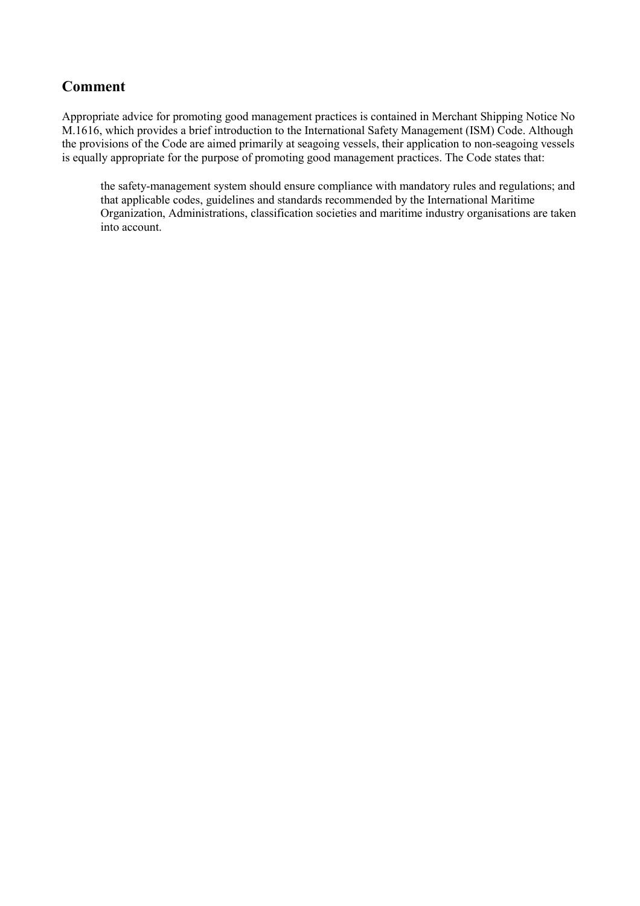## Comment

Appropriate advice for promoting good management practices is contained in Merchant Shipping Notice No M.1616, which provides a brief introduction to the International Safety Management (ISM) Code. Although the provisions of the Code are aimed primarily at seagoing vessels, their application to non-seagoing vessels is equally appropriate for the purpose of promoting good management practices. The Code states that:

> the safety-management system should ensure compliance with mandatory rules and regulations; and that applicable codes, guidelines and standards recommended by the International Maritime Organization, Administrations, classification societies and maritime industry organisations are taken into account.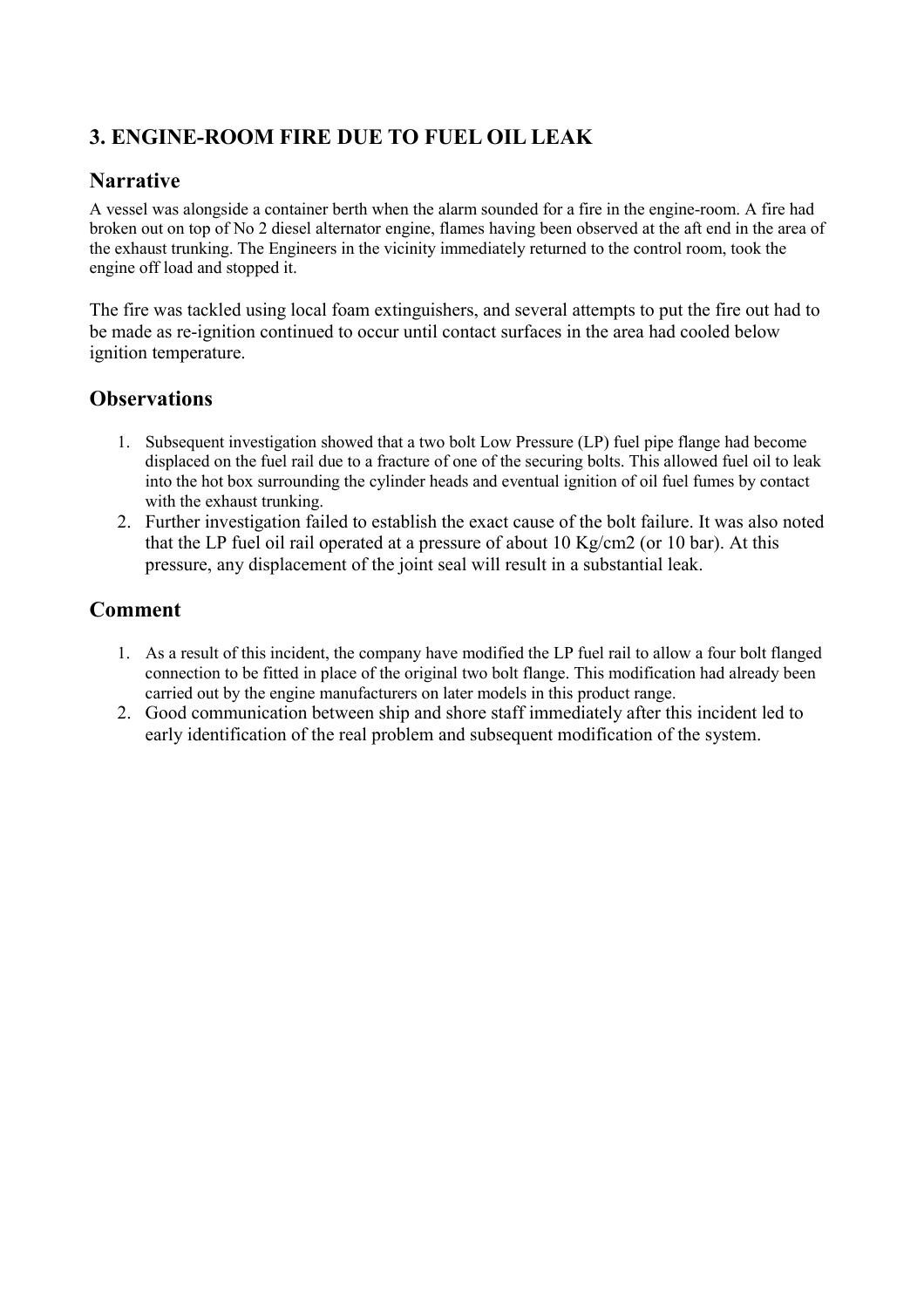## 3. ENGINE-ROOM FIRE DUE TO FUEL OIL LEAK

### Narrative

A vessel was alongside a container berth when the alarm sounded for a fire in the engine-room. A fire had broken out on top of No 2 diesel alternator engine, flames having been observed at the aft end in the area of the exhaust trunking. The Engineers in the vicinity immediately returned to the control room, took the engine off load and stopped it.

The fire was tackled using local foam extinguishers, and several attempts to put the fire out had to be made as re-ignition continued to occur until contact surfaces in the area had cooled below ignition temperature.

### Observations

1. Subsequent investigation showed that a two bolt Low Pressure (LP) fuel pipe flange had become displaced on the fuel rail due to a fracture of one of the securing bolts. This allowed fuel oil to leak into the hot box surrounding the cylinder heads and eventual ignition of oil fuel fumes by contact with the exhaust trunking.
2. Further investigation failed to establish the exact cause of the bolt failure. It was also noted that the LP fuel oil rail operated at a pressure of about 10 Kg/cm2 (or 10 bar). At this pressure, any displacement of the joint seal will result in a substantial leak.

### Comment

1. As a result of this incident, the company have modified the LP fuel rail to allow a four bolt flanged connection to be fitted in place of the original two bolt flange. This modification had already been carried out by the engine manufacturers on later models in this product range.
2. Good communication between ship and shore staff immediately after this incident led to early identification of the real problem and subsequent modification of the system.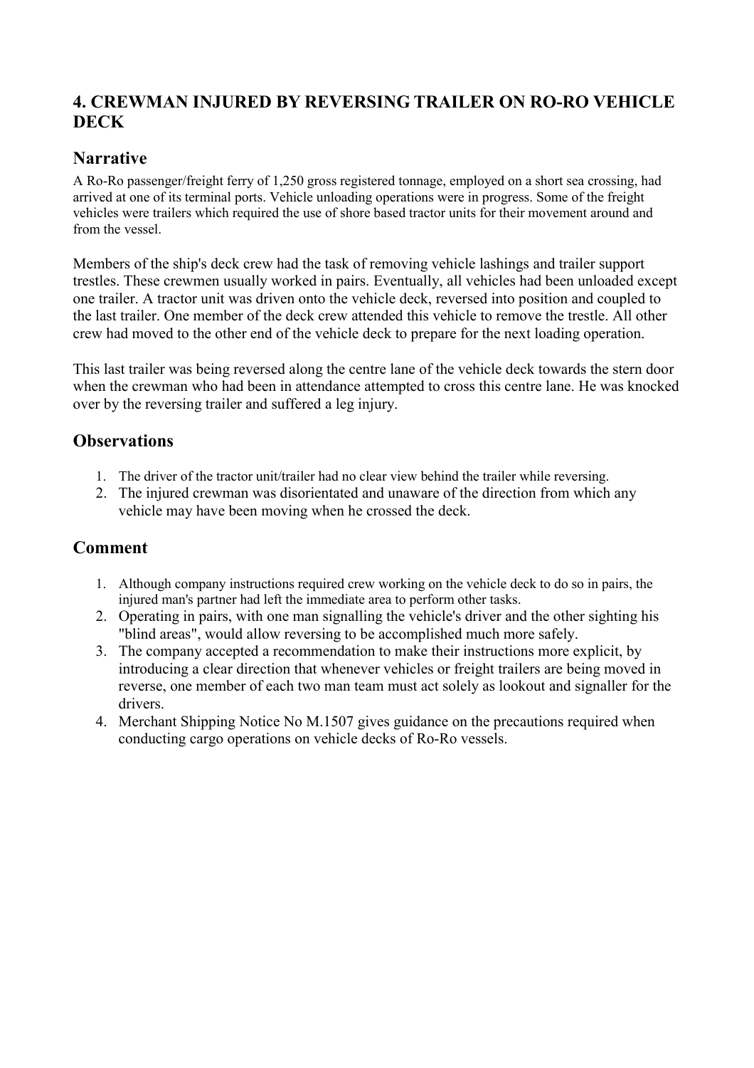## 4. CREWMAN INJURED BY REVERSING TRAILER ON RO-RO VEHICLE DECK

### Narrative

A Ro-Ro passenger/freight ferry of 1,250 gross registered tonnage, employed on a short sea crossing, had arrived at one of its terminal ports. Vehicle unloading operations were in progress. Some of the freight vehicles were trailers which required the use of shore based tractor units for their movement around and from the vessel.

Members of the ship's deck crew had the task of removing vehicle lashings and trailer support trestles. These crewmen usually worked in pairs. Eventually, all vehicles had been unloaded except one trailer. A tractor unit was driven onto the vehicle deck, reversed into position and coupled to the last trailer. One member of the deck crew attended this vehicle to remove the trestle. All other crew had moved to the other end of the vehicle deck to prepare for the next loading operation.

This last trailer was being reversed along the centre lane of the vehicle deck towards the stern door when the crewman who had been in attendance attempted to cross this centre lane. He was knocked over by the reversing trailer and suffered a leg injury.

### Observations

1. The driver of the tractor unit/trailer had no clear view behind the trailer while reversing.
2. The injured crewman was disorientated and unaware of the direction from which any vehicle may have been moving when he crossed the deck.

### Comment

1. Although company instructions required crew working on the vehicle deck to do so in pairs, the injured man's partner had left the immediate area to perform other tasks.
2. Operating in pairs, with one man signalling the vehicle's driver and the other sighting his "blind areas", would allow reversing to be accomplished much more safely.
3. The company accepted a recommendation to make their instructions more explicit, by introducing a clear direction that whenever vehicles or freight trailers are being moved in reverse, one member of each two man team must act solely as lookout and signaller for the drivers.
4. Merchant Shipping Notice No M.1507 gives guidance on the precautions required when conducting cargo operations on vehicle decks of Ro-Ro vessels.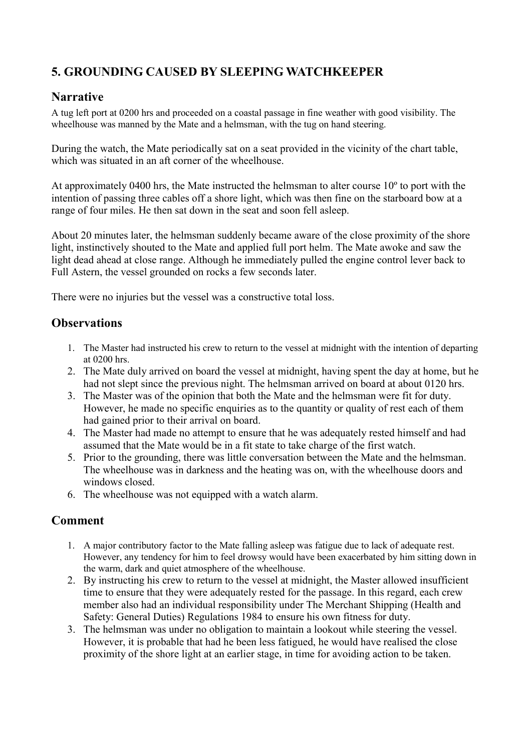## 5. GROUNDING CAUSED BY SLEEPING WATCHKEEPER

### Narrative

A tug left port at 0200 hrs and proceeded on a coastal passage in fine weather with good visibility. The wheelhouse was manned by the Mate and a helmsman, with the tug on hand steering.

During the watch, the Mate periodically sat on a seat provided in the vicinity of the chart table, which was situated in an aft corner of the wheelhouse.

At approximately 0400 hrs, the Mate instructed the helmsman to alter course 10º to port with the intention of passing three cables off a shore light, which was then fine on the starboard bow at a range of four miles. He then sat down in the seat and soon fell asleep.

About 20 minutes later, the helmsman suddenly became aware of the close proximity of the shore light, instinctively shouted to the Mate and applied full port helm. The Mate awoke and saw the light dead ahead at close range. Although he immediately pulled the engine control lever back to Full Astern, the vessel grounded on rocks a few seconds later.

There were no injuries but the vessel was a constructive total loss.

### Observations

1. The Master had instructed his crew to return to the vessel at midnight with the intention of departing at 0200 hrs.
2. The Mate duly arrived on board the vessel at midnight, having spent the day at home, but he had not slept since the previous night. The helmsman arrived on board at about 0120 hrs.
3. The Master was of the opinion that both the Mate and the helmsman were fit for duty. However, he made no specific enquiries as to the quantity or quality of rest each of them had gained prior to their arrival on board.
4. The Master had made no attempt to ensure that he was adequately rested himself and had assumed that the Mate would be in a fit state to take charge of the first watch.
5. Prior to the grounding, there was little conversation between the Mate and the helmsman. The wheelhouse was in darkness and the heating was on, with the wheelhouse doors and windows closed.
6. The wheelhouse was not equipped with a watch alarm.

### Comment

1. A major contributory factor to the Mate falling asleep was fatigue due to lack of adequate rest. However, any tendency for him to feel drowsy would have been exacerbated by him sitting down in the warm, dark and quiet atmosphere of the wheelhouse.
2. By instructing his crew to return to the vessel at midnight, the Master allowed insufficient time to ensure that they were adequately rested for the passage. In this regard, each crew member also had an individual responsibility under The Merchant Shipping (Health and Safety: General Duties) Regulations 1984 to ensure his own fitness for duty.
3. The helmsman was under no obligation to maintain a lookout while steering the vessel. However, it is probable that had he been less fatigued, he would have realised the close proximity of the shore light at an earlier stage, in time for avoiding action to be taken.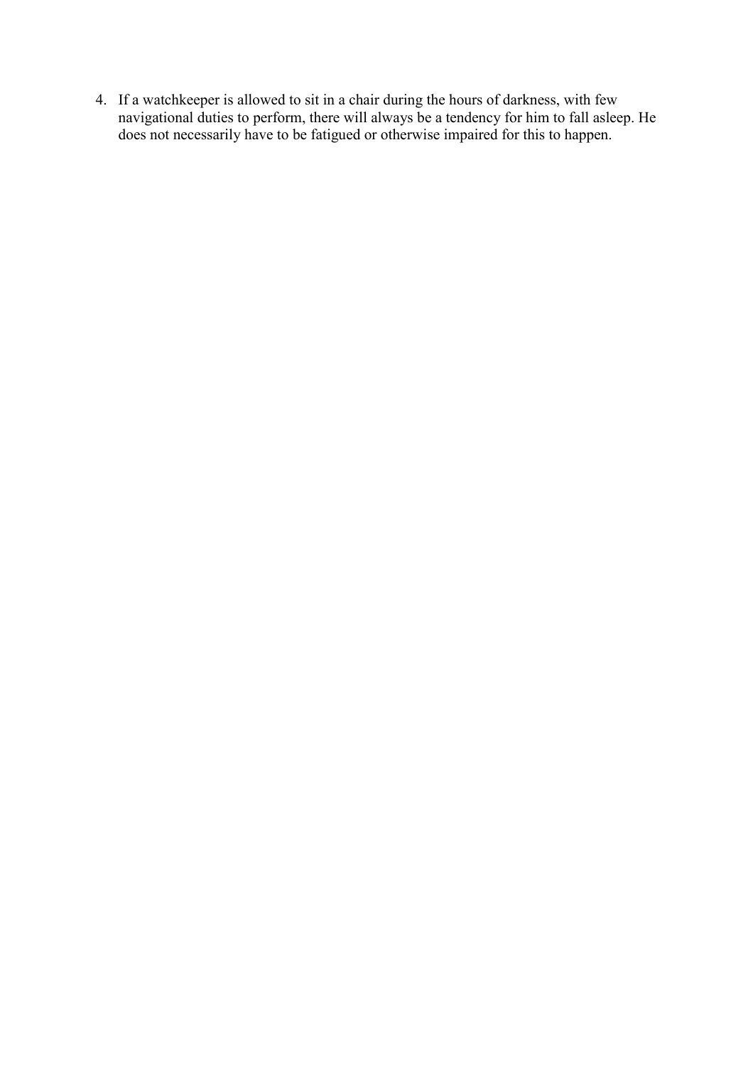4. If a watchkeeper is allowed to sit in a chair during the hours of darkness, with few navigational duties to perform, there will always be a tendency for him to fall asleep. He does not necessarily have to be fatigued or otherwise impaired for this to happen.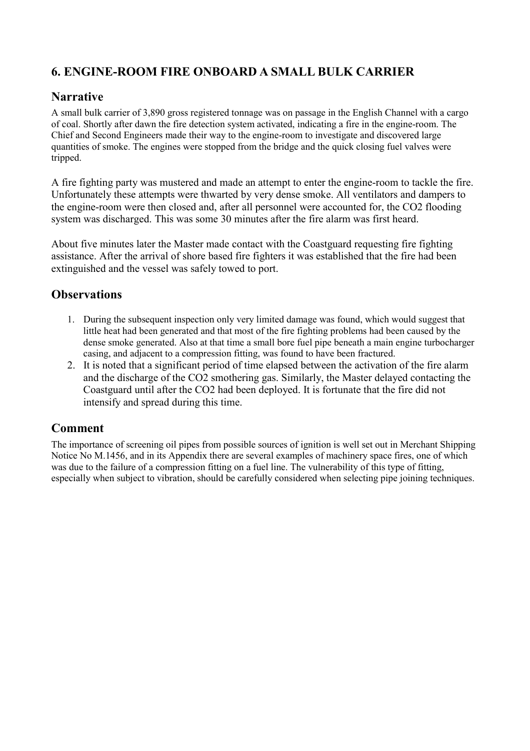## 6. ENGINE-ROOM FIRE ONBOARD A SMALL BULK CARRIER

### Narrative

A small bulk carrier of 3,890 gross registered tonnage was on passage in the English Channel with a cargo of coal. Shortly after dawn the fire detection system activated, indicating a fire in the engine-room. The Chief and Second Engineers made their way to the engine-room to investigate and discovered large quantities of smoke. The engines were stopped from the bridge and the quick closing fuel valves were tripped.

A fire fighting party was mustered and made an attempt to enter the engine-room to tackle the fire. Unfortunately these attempts were thwarted by very dense smoke. All ventilators and dampers to the engine-room were then closed and, after all personnel were accounted for, the $CO_2$ flooding system was discharged. This was some 30 minutes after the fire alarm was first heard.

About five minutes later the Master made contact with the Coastguard requesting fire fighting assistance. After the arrival of shore based fire fighters it was established that the fire had been extinguished and the vessel was safely towed to port.

### Observations

1. During the subsequent inspection only very limited damage was found, which would suggest that little heat had been generated and that most of the fire fighting problems had been caused by the dense smoke generated. Also at that time a small bore fuel pipe beneath a main engine turbocharger casing, and adjacent to a compression fitting, was found to have been fractured.
2. It is noted that a significant period of time elapsed between the activation of the fire alarm and the discharge of the $CO_2$ smothering gas. Similarly, the Master delayed contacting the Coastguard until after the $CO_2$ had been deployed. It is fortunate that the fire did not intensify and spread during this time.

### Comment

The importance of screening oil pipes from possible sources of ignition is well set out in Merchant Shipping Notice No M.1456, and in its Appendix there are several examples of machinery space fires, one of which was due to the failure of a compression fitting on a fuel line. The vulnerability of this type of fitting, especially when subject to vibration, should be carefully considered when selecting pipe joining techniques.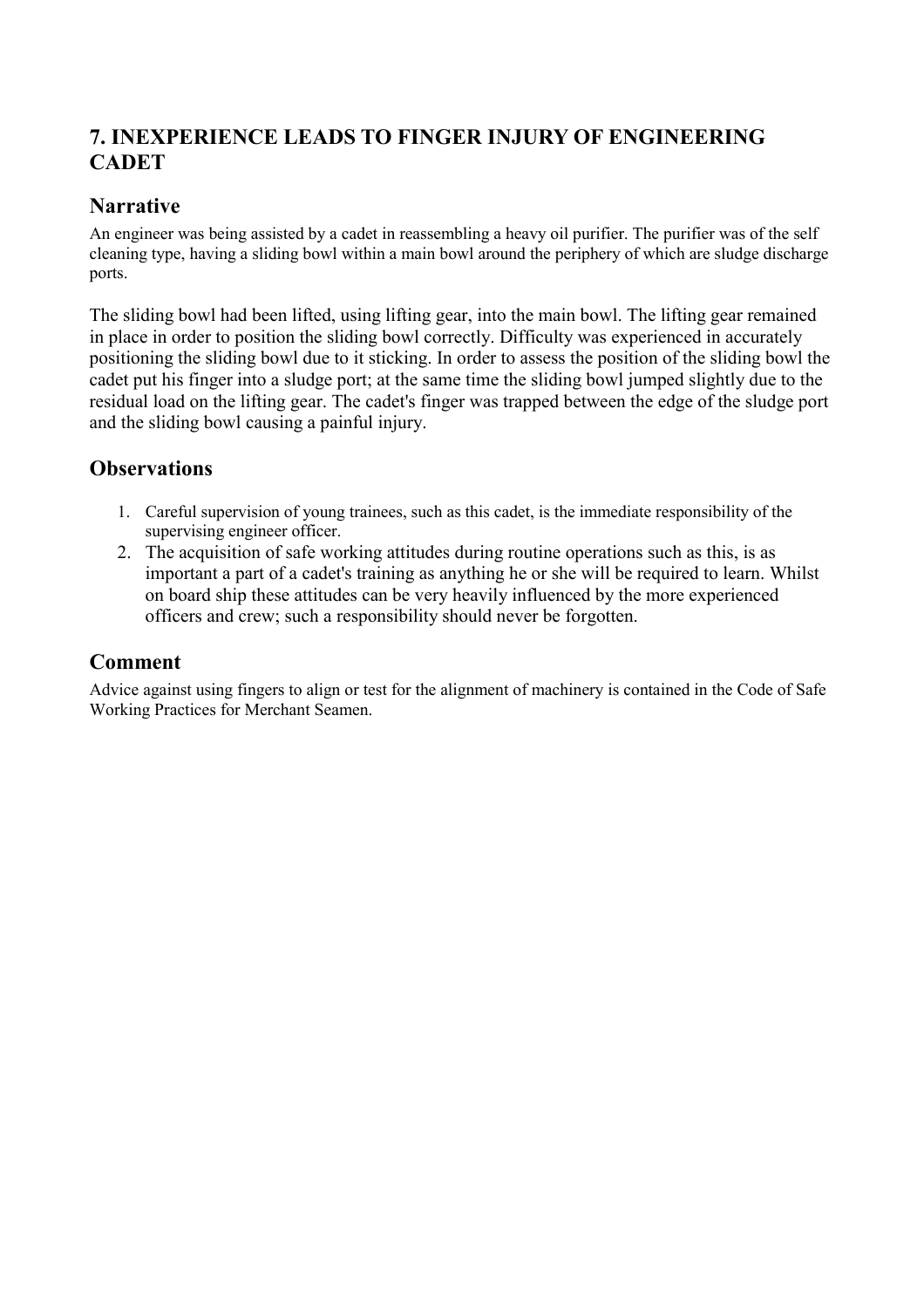## 7. INEXPERIENCE LEADS TO FINGER INJURY OF ENGINEERING CADET

### Narrative

An engineer was being assisted by a cadet in reassembling a heavy oil purifier. The purifier was of the self cleaning type, having a sliding bowl within a main bowl around the periphery of which are sludge discharge ports.

The sliding bowl had been lifted, using lifting gear, into the main bowl. The lifting gear remained in place in order to position the sliding bowl correctly. Difficulty was experienced in accurately positioning the sliding bowl due to it sticking. In order to assess the position of the sliding bowl the cadet put his finger into a sludge port; at the same time the sliding bowl jumped slightly due to the residual load on the lifting gear. The cadet's finger was trapped between the edge of the sludge port and the sliding bowl causing a painful injury.

### Observations

1. Careful supervision of young trainees, such as this cadet, is the immediate responsibility of the supervising engineer officer.
2. The acquisition of safe working attitudes during routine operations such as this, is as important a part of a cadet's training as anything he or she will be required to learn. Whilst on board ship these attitudes can be very heavily influenced by the more experienced officers and crew; such a responsibility should never be forgotten.

### Comment

Advice against using fingers to align or test for the alignment of machinery is contained in the Code of Safe Working Practices for Merchant Seamen.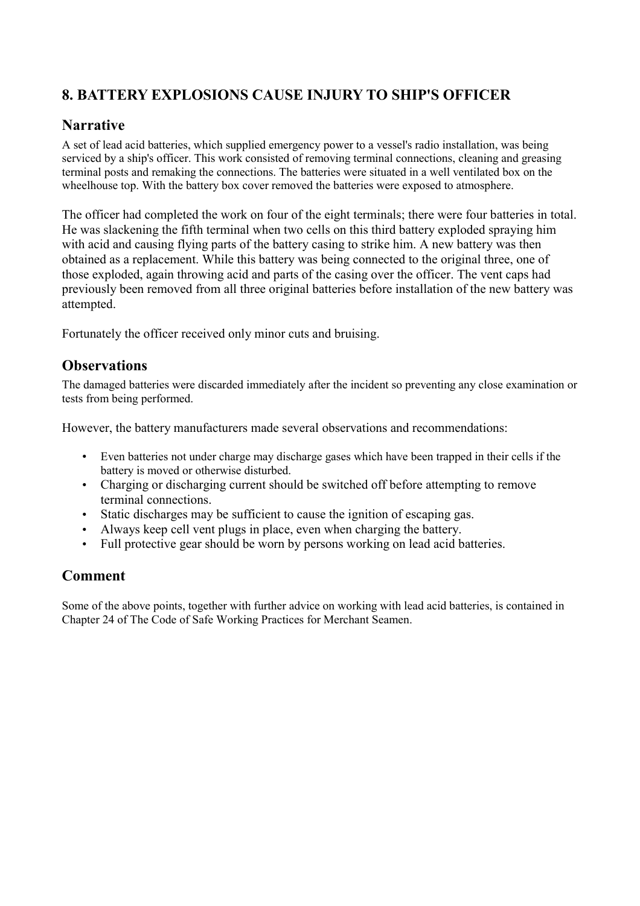## 8. BATTERY EXPLOSIONS CAUSE INJURY TO SHIP'S OFFICER

### Narrative

A set of lead acid batteries, which supplied emergency power to a vessel's radio installation, was being serviced by a ship's officer. This work consisted of removing terminal connections, cleaning and greasing terminal posts and remaking the connections. The batteries were situated in a well ventilated box on the wheelhouse top. With the battery box cover removed the batteries were exposed to atmosphere.

The officer had completed the work on four of the eight terminals; there were four batteries in total. He was slackening the fifth terminal when two cells on this third battery exploded spraying him with acid and causing flying parts of the battery casing to strike him. A new battery was then obtained as a replacement. While this battery was being connected to the original three, one of those exploded, again throwing acid and parts of the casing over the officer. The vent caps had previously been removed from all three original batteries before installation of the new battery was attempted.

Fortunately the officer received only minor cuts and bruising.

### Observations

The damaged batteries were discarded immediately after the incident so preventing any close examination or tests from being performed.

However, the battery manufacturers made several observations and recommendations:

- Even batteries not under charge may discharge gases which have been trapped in their cells if the battery is moved or otherwise disturbed.
- Charging or discharging current should be switched off before attempting to remove terminal connections.
- Static discharges may be sufficient to cause the ignition of escaping gas.
- Always keep cell vent plugs in place, even when charging the battery.
- Full protective gear should be worn by persons working on lead acid batteries.

### Comment

Some of the above points, together with further advice on working with lead acid batteries, is contained in Chapter 24 of The Code of Safe Working Practices for Merchant Seamen.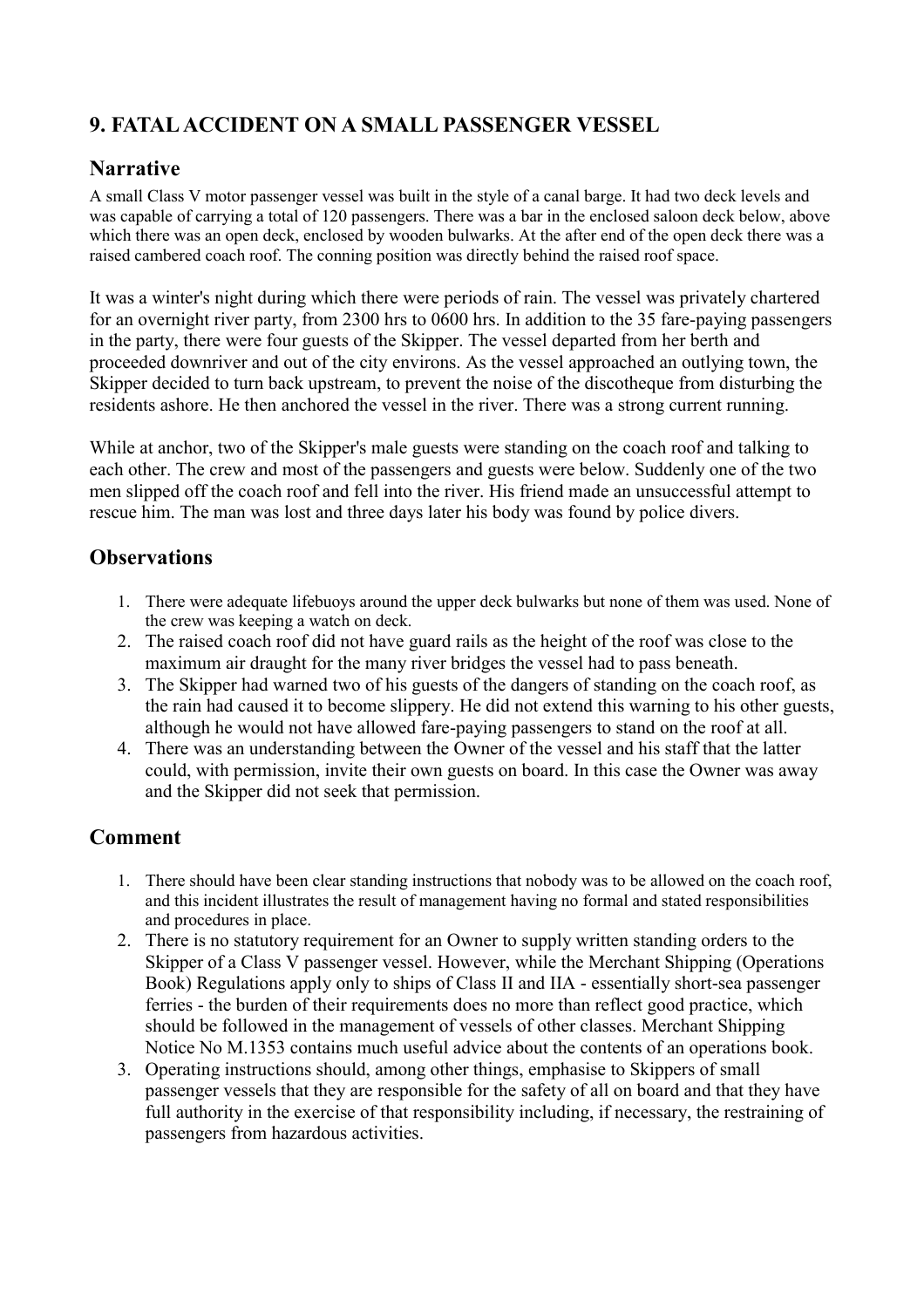## 9. FATAL ACCIDENT ON A SMALL PASSENGER VESSEL

### Narrative

A small Class V motor passenger vessel was built in the style of a canal barge. It had two deck levels and was capable of carrying a total of 120 passengers. There was a bar in the enclosed saloon deck below, above which there was an open deck, enclosed by wooden bulwarks. At the after end of the open deck there was a raised cambered coach roof. The conning position was directly behind the raised roof space.

It was a winter's night during which there were periods of rain. The vessel was privately chartered for an overnight river party, from 2300 hrs to 0600 hrs. In addition to the 35 fare-paying passengers in the party, there were four guests of the Skipper. The vessel departed from her berth and proceeded downriver and out of the city environs. As the vessel approached an outlying town, the Skipper decided to turn back upstream, to prevent the noise of the discotheque from disturbing the residents ashore. He then anchored the vessel in the river. There was a strong current running.

While at anchor, two of the Skipper's male guests were standing on the coach roof and talking to each other. The crew and most of the passengers and guests were below. Suddenly one of the two men slipped off the coach roof and fell into the river. His friend made an unsuccessful attempt to rescue him. The man was lost and three days later his body was found by police divers.

### Observations

1. There were adequate lifebuoys around the upper deck bulwarks but none of them was used. None of the crew was keeping a watch on deck.
2. The raised coach roof did not have guard rails as the height of the roof was close to the maximum air draught for the many river bridges the vessel had to pass beneath.
3. The Skipper had warned two of his guests of the dangers of standing on the coach roof, as the rain had caused it to become slippery. He did not extend this warning to his other guests, although he would not have allowed fare-paying passengers to stand on the roof at all.
4. There was an understanding between the Owner of the vessel and his staff that the latter could, with permission, invite their own guests on board. In this case the Owner was away and the Skipper did not seek that permission.

### Comment

1. There should have been clear standing instructions that nobody was to be allowed on the coach roof, and this incident illustrates the result of management having no formal and stated responsibilities and procedures in place.
2. There is no statutory requirement for an Owner to supply written standing orders to the Skipper of a Class V passenger vessel. However, while the Merchant Shipping (Operations Book) Regulations apply only to ships of Class II and IIA - essentially short-sea passenger ferries - the burden of their requirements does no more than reflect good practice, which should be followed in the management of vessels of other classes. Merchant Shipping Notice No M.1353 contains much useful advice about the contents of an operations book.
3. Operating instructions should, among other things, emphasise to Skippers of small passenger vessels that they are responsible for the safety of all on board and that they have full authority in the exercise of that responsibility including, if necessary, the restraining of passengers from hazardous activities.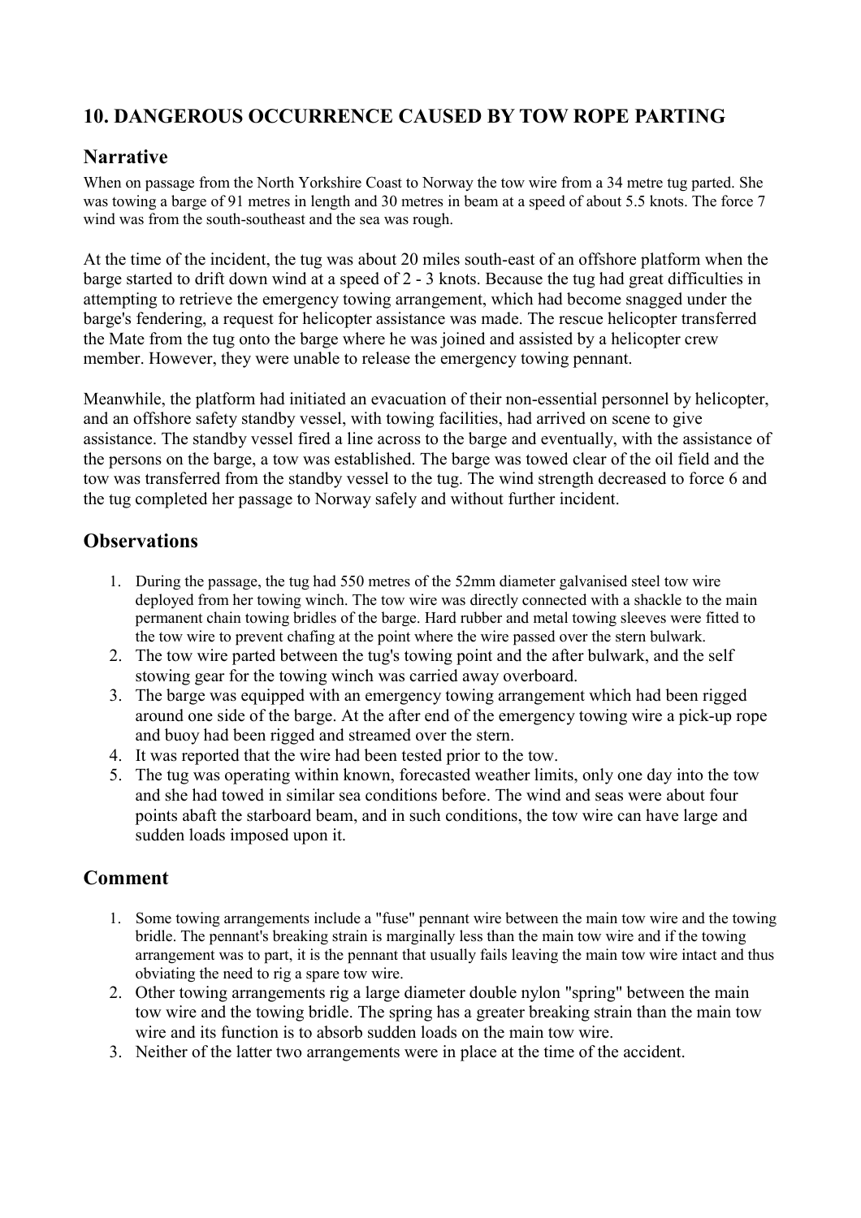## 10. DANGEROUS OCCURRENCE CAUSED BY TOW ROPE PARTING

### Narrative

When on passage from the North Yorkshire Coast to Norway the tow wire from a 34 metre tug parted. She was towing a barge of 91 metres in length and 30 metres in beam at a speed of about 5.5 knots. The force 7 wind was from the south-southeast and the sea was rough.

At the time of the incident, the tug was about 20 miles south-east of an offshore platform when the barge started to drift down wind at a speed of 2 - 3 knots. Because the tug had great difficulties in attempting to retrieve the emergency towing arrangement, which had become snagged under the barge's fendering, a request for helicopter assistance was made. The rescue helicopter transferred the Mate from the tug onto the barge where he was joined and assisted by a helicopter crew member. However, they were unable to release the emergency towing pennant.

Meanwhile, the platform had initiated an evacuation of their non-essential personnel by helicopter, and an offshore safety standby vessel, with towing facilities, had arrived on scene to give assistance. The standby vessel fired a line across to the barge and eventually, with the assistance of the persons on the barge, a tow was established. The barge was towed clear of the oil field and the tow was transferred from the standby vessel to the tug. The wind strength decreased to force 6 and the tug completed her passage to Norway safely and without further incident.

### Observations

1. During the passage, the tug had 550 metres of the 52mm diameter galvanised steel tow wire deployed from her towing winch. The tow wire was directly connected with a shackle to the main permanent chain towing bridles of the barge. Hard rubber and metal towing sleeves were fitted to the tow wire to prevent chafing at the point where the wire passed over the stern bulwark.
2. The tow wire parted between the tug's towing point and the after bulwark, and the self stowing gear for the towing winch was carried away overboard.
3. The barge was equipped with an emergency towing arrangement which had been rigged around one side of the barge. At the after end of the emergency towing wire a pick-up rope and buoy had been rigged and streamed over the stern.
4. It was reported that the wire had been tested prior to the tow.
5. The tug was operating within known, forecasted weather limits, only one day into the tow and she had towed in similar sea conditions before. The wind and seas were about four points abaft the starboard beam, and in such conditions, the tow wire can have large and sudden loads imposed upon it.

### Comment

1. Some towing arrangements include a "fuse" pennant wire between the main tow wire and the towing bridle. The pennant's breaking strain is marginally less than the main tow wire and if the towing arrangement was to part, it is the pennant that usually fails leaving the main tow wire intact and thus obviating the need to rig a spare tow wire.
2. Other towing arrangements rig a large diameter double nylon "spring" between the main tow wire and the towing bridle. The spring has a greater breaking strain than the main tow wire and its function is to absorb sudden loads on the main tow wire.
3. Neither of the latter two arrangements were in place at the time of the accident.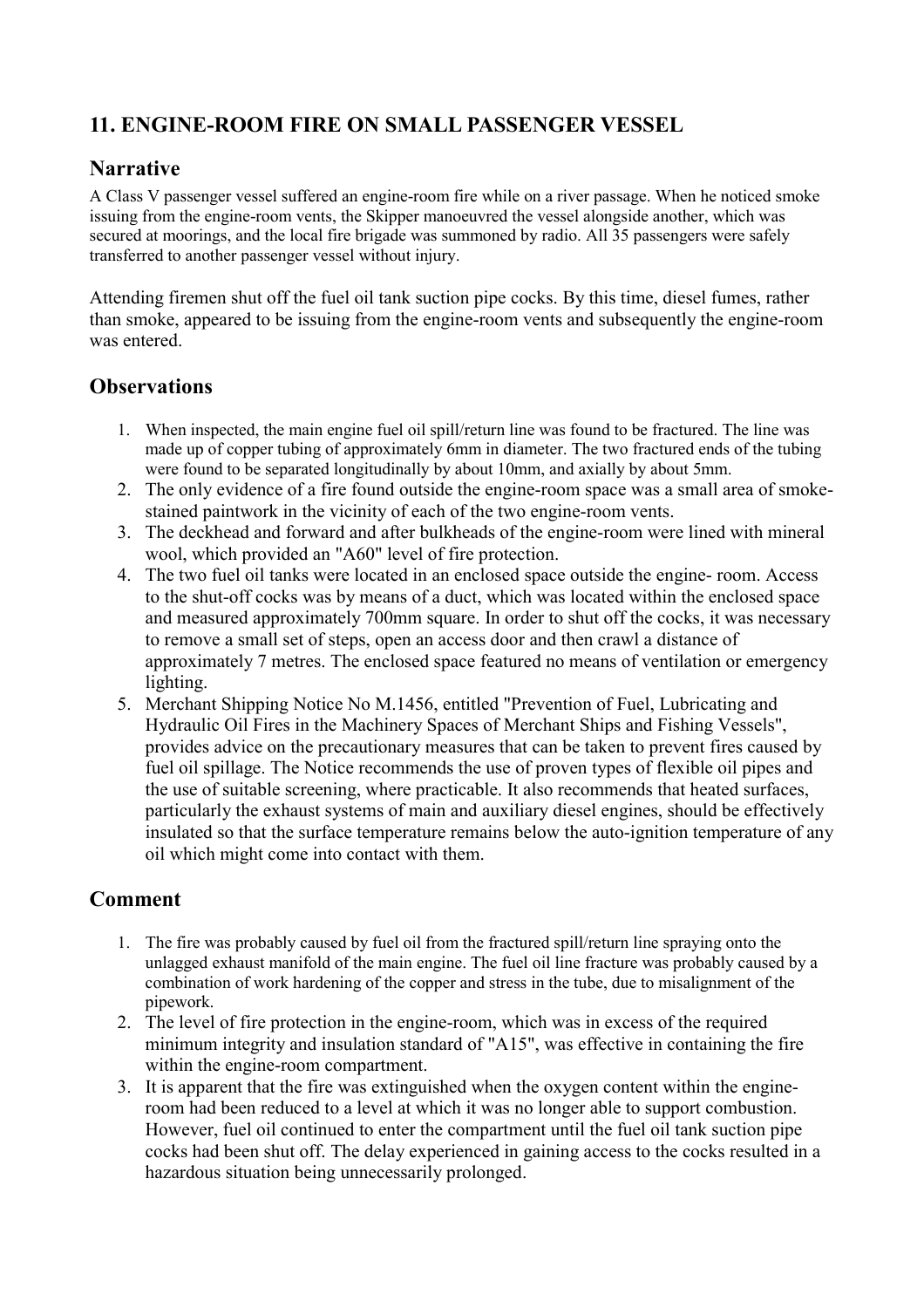## 11. ENGINE-ROOM FIRE ON SMALL PASSENGER VESSEL

### Narrative

A Class V passenger vessel suffered an engine-room fire while on a river passage. When he noticed smoke issuing from the engine-room vents, the Skipper manoeuvred the vessel alongside another, which was secured at moorings, and the local fire brigade was summoned by radio. All 35 passengers were safely transferred to another passenger vessel without injury.

Attending firemen shut off the fuel oil tank suction pipe cocks. By this time, diesel fumes, rather than smoke, appeared to be issuing from the engine-room vents and subsequently the engine-room was entered.

### Observations

1. When inspected, the main engine fuel oil spill/return line was found to be fractured. The line was made up of copper tubing of approximately 6mm in diameter. The two fractured ends of the tubing were found to be separated longitudinally by about 10mm, and axially by about 5mm.
2. The only evidence of a fire found outside the engine-room space was a small area of smoke-stained paintwork in the vicinity of each of the two engine-room vents.
3. The deckhead and forward and after bulkheads of the engine-room were lined with mineral wool, which provided an "A60" level of fire protection.
4. The two fuel oil tanks were located in an enclosed space outside the engine- room. Access to the shut-off cocks was by means of a duct, which was located within the enclosed space and measured approximately 700mm square. In order to shut off the cocks, it was necessary to remove a small set of steps, open an access door and then crawl a distance of approximately 7 metres. The enclosed space featured no means of ventilation or emergency lighting.
5. Merchant Shipping Notice No M.1456, entitled "Prevention of Fuel, Lubricating and Hydraulic Oil Fires in the Machinery Spaces of Merchant Ships and Fishing Vessels", provides advice on the precautionary measures that can be taken to prevent fires caused by fuel oil spillage. The Notice recommends the use of proven types of flexible oil pipes and the use of suitable screening, where practicable. It also recommends that heated surfaces, particularly the exhaust systems of main and auxiliary diesel engines, should be effectively insulated so that the surface temperature remains below the auto-ignition temperature of any oil which might come into contact with them.

### Comment

1. The fire was probably caused by fuel oil from the fractured spill/return line spraying onto the unlagged exhaust manifold of the main engine. The fuel oil line fracture was probably caused by a combination of work hardening of the copper and stress in the tube, due to misalignment of the pipework.
2. The level of fire protection in the engine-room, which was in excess of the required minimum integrity and insulation standard of "A15", was effective in containing the fire within the engine-room compartment.
3. It is apparent that the fire was extinguished when the oxygen content within the engine-room had been reduced to a level at which it was no longer able to support combustion. However, fuel oil continued to enter the compartment until the fuel oil tank suction pipe cocks had been shut off. The delay experienced in gaining access to the cocks resulted in a hazardous situation being unnecessarily prolonged.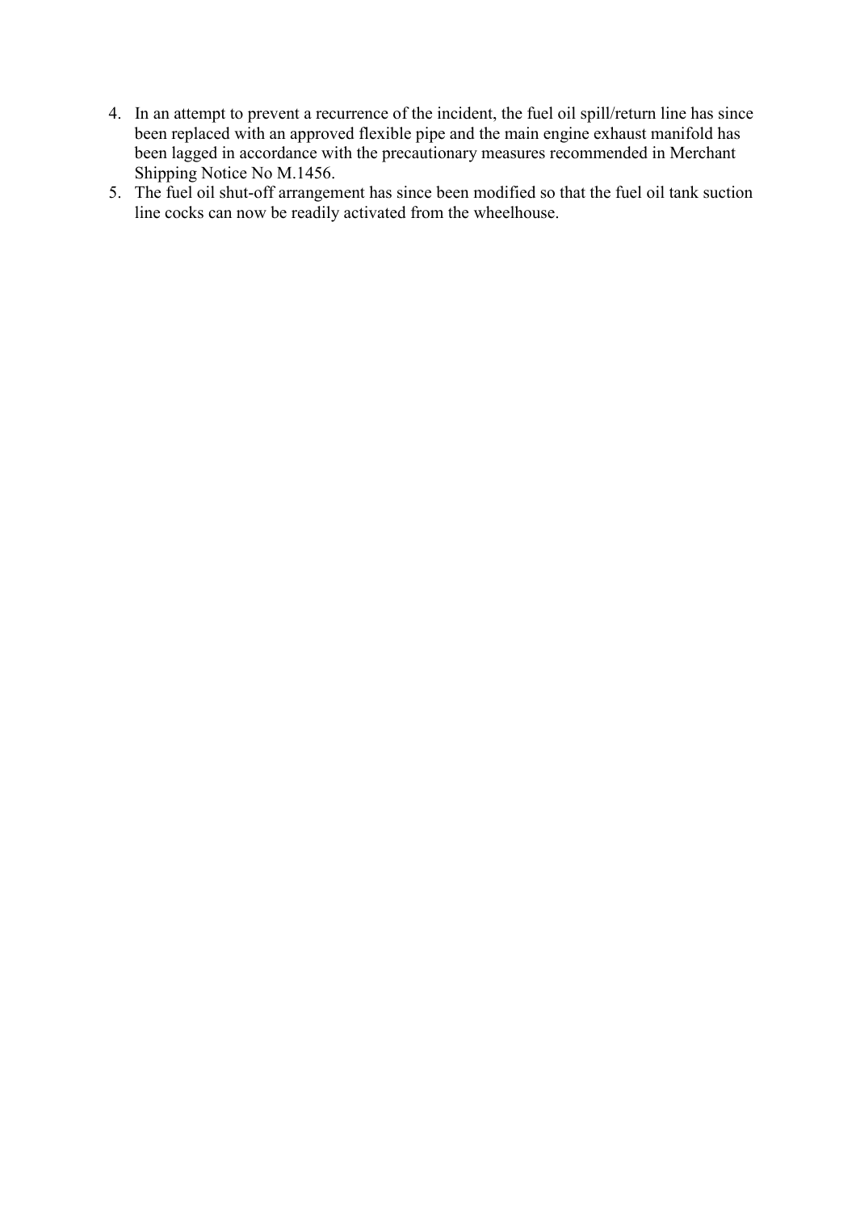4. In an attempt to prevent a recurrence of the incident, the fuel oil spill/return line has since been replaced with an approved flexible pipe and the main engine exhaust manifold has been lagged in accordance with the precautionary measures recommended in Merchant Shipping Notice No M.1456.
5. The fuel oil shut-off arrangement has since been modified so that the fuel oil tank suction line cocks can now be readily activated from the wheelhouse.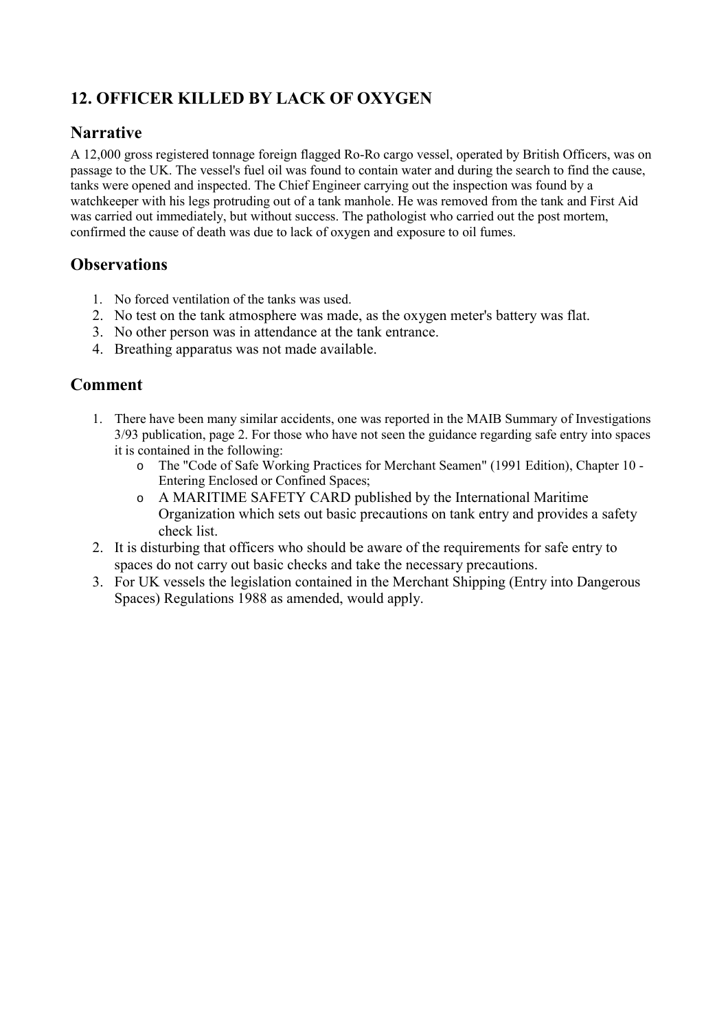## 12. OFFICER KILLED BY LACK OF OXYGEN

### Narrative

A 12,000 gross registered tonnage foreign flagged Ro-Ro cargo vessel, operated by British Officers, was on passage to the UK. The vessel's fuel oil was found to contain water and during the search to find the cause, tanks were opened and inspected. The Chief Engineer carrying out the inspection was found by a watchkeeper with his legs protruding out of a tank manhole. He was removed from the tank and First Aid was carried out immediately, but without success. The pathologist who carried out the post mortem, confirmed the cause of death was due to lack of oxygen and exposure to oil fumes.

### Observations

1. No forced ventilation of the tanks was used.
2. No test on the tank atmosphere was made, as the oxygen meter's battery was flat.
3. No other person was in attendance at the tank entrance.
4. Breathing apparatus was not made available.

### Comment

1. There have been many similar accidents, one was reported in the MAIB Summary of Investigations 3/93 publication, page 2. For those who have not seen the guidance regarding safe entry into spaces it is contained in the following:
   - The "Code of Safe Working Practices for Merchant Seamen" (1991 Edition), Chapter 10 - Entering Enclosed or Confined Spaces;
   - A MARITIME SAFETY CARD published by the International Maritime Organization which sets out basic precautions on tank entry and provides a safety check list.
2. It is disturbing that officers who should be aware of the requirements for safe entry to spaces do not carry out basic checks and take the necessary precautions.
3. For UK vessels the legislation contained in the Merchant Shipping (Entry into Dangerous Spaces) Regulations 1988 as amended, would apply.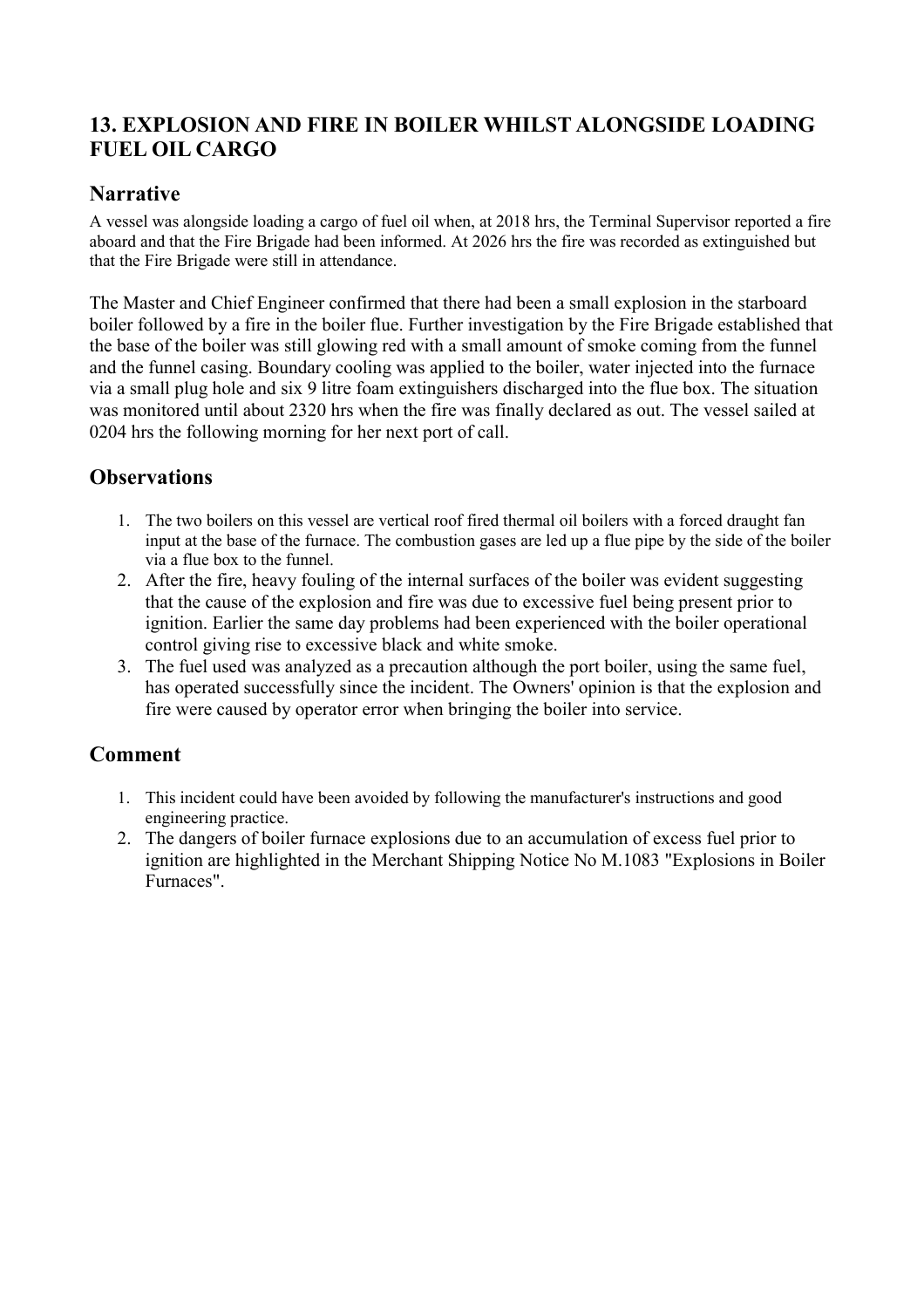## 13. EXPLOSION AND FIRE IN BOILER WHILST ALONGSIDE LOADING FUEL OIL CARGO

### Narrative

A vessel was alongside loading a cargo of fuel oil when, at 2018 hrs, the Terminal Supervisor reported a fire aboard and that the Fire Brigade had been informed. At 2026 hrs the fire was recorded as extinguished but that the Fire Brigade were still in attendance.

The Master and Chief Engineer confirmed that there had been a small explosion in the starboard boiler followed by a fire in the boiler flue. Further investigation by the Fire Brigade established that the base of the boiler was still glowing red with a small amount of smoke coming from the funnel and the funnel casing. Boundary cooling was applied to the boiler, water injected into the furnace via a small plug hole and six 9 litre foam extinguishers discharged into the flue box. The situation was monitored until about 2320 hrs when the fire was finally declared as out. The vessel sailed at 0204 hrs the following morning for her next port of call.

### Observations

1. The two boilers on this vessel are vertical roof fired thermal oil boilers with a forced draught fan input at the base of the furnace. The combustion gases are led up a flue pipe by the side of the boiler via a flue box to the funnel.
2. After the fire, heavy fouling of the internal surfaces of the boiler was evident suggesting that the cause of the explosion and fire was due to excessive fuel being present prior to ignition. Earlier the same day problems had been experienced with the boiler operational control giving rise to excessive black and white smoke.
3. The fuel used was analyzed as a precaution although the port boiler, using the same fuel, has operated successfully since the incident. The Owners' opinion is that the explosion and fire were caused by operator error when bringing the boiler into service.

### Comment

1. This incident could have been avoided by following the manufacturer's instructions and good engineering practice.
2. The dangers of boiler furnace explosions due to an accumulation of excess fuel prior to ignition are highlighted in the Merchant Shipping Notice No M.1083 "Explosions in Boiler Furnaces".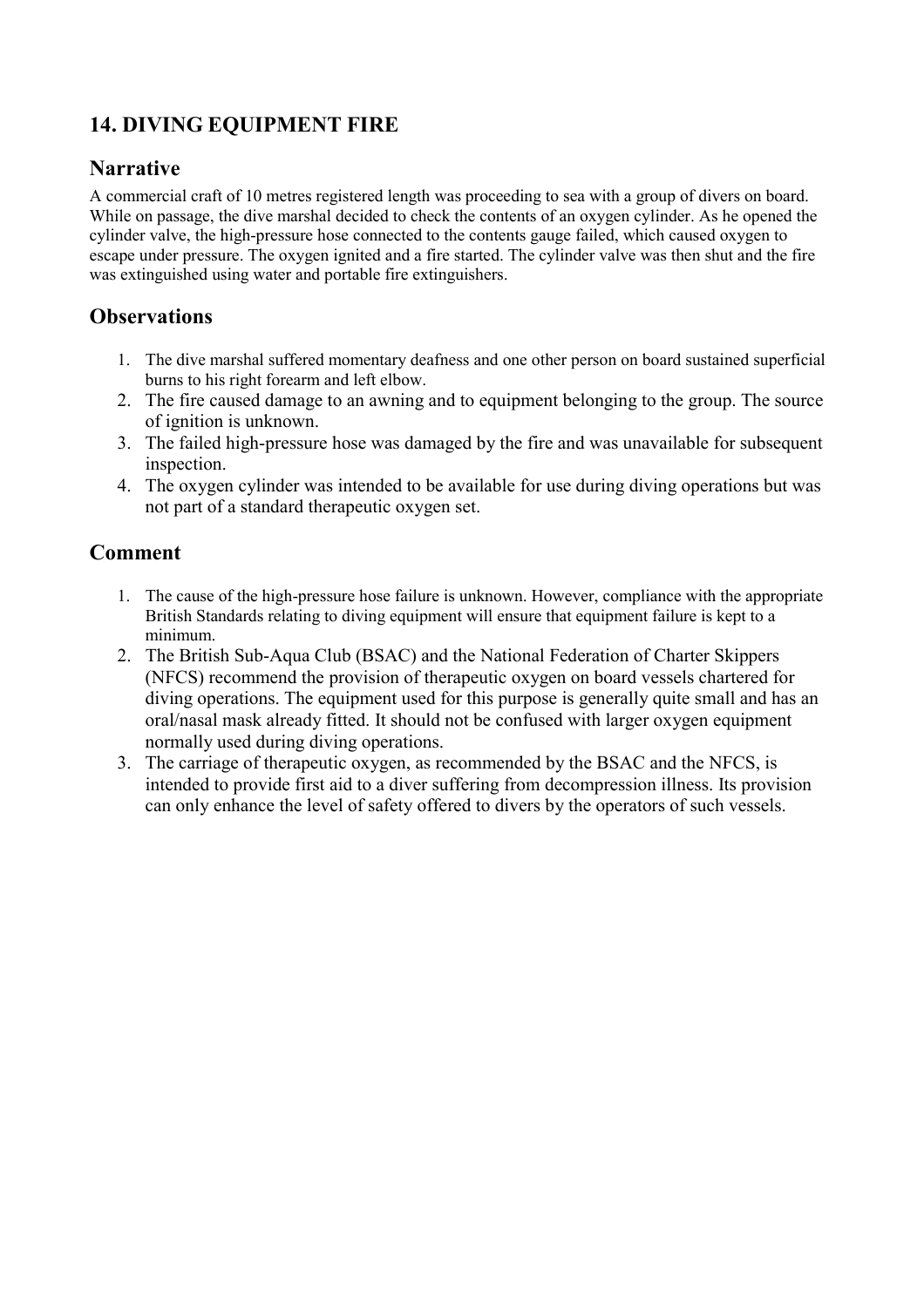## 14. DIVING EQUIPMENT FIRE

### Narrative

A commercial craft of 10 metres registered length was proceeding to sea with a group of divers on board. While on passage, the dive marshal decided to check the contents of an oxygen cylinder. As he opened the cylinder valve, the high-pressure hose connected to the contents gauge failed, which caused oxygen to escape under pressure. The oxygen ignited and a fire started. The cylinder valve was then shut and the fire was extinguished using water and portable fire extinguishers.

### Observations

1. The dive marshal suffered momentary deafness and one other person on board sustained superficial burns to his right forearm and left elbow.
2. The fire caused damage to an awning and to equipment belonging to the group. The source of ignition is unknown.
3. The failed high-pressure hose was damaged by the fire and was unavailable for subsequent inspection.
4. The oxygen cylinder was intended to be available for use during diving operations but was not part of a standard therapeutic oxygen set.

### Comment

1. The cause of the high-pressure hose failure is unknown. However, compliance with the appropriate British Standards relating to diving equipment will ensure that equipment failure is kept to a minimum.
2. The British Sub-Aqua Club (BSAC) and the National Federation of Charter Skippers (NFCS) recommend the provision of therapeutic oxygen on board vessels chartered for diving operations. The equipment used for this purpose is generally quite small and has an oral/nasal mask already fitted. It should not be confused with larger oxygen equipment normally used during diving operations.
3. The carriage of therapeutic oxygen, as recommended by the BSAC and the NFCS, is intended to provide first aid to a diver suffering from decompression illness. Its provision can only enhance the level of safety offered to divers by the operators of such vessels.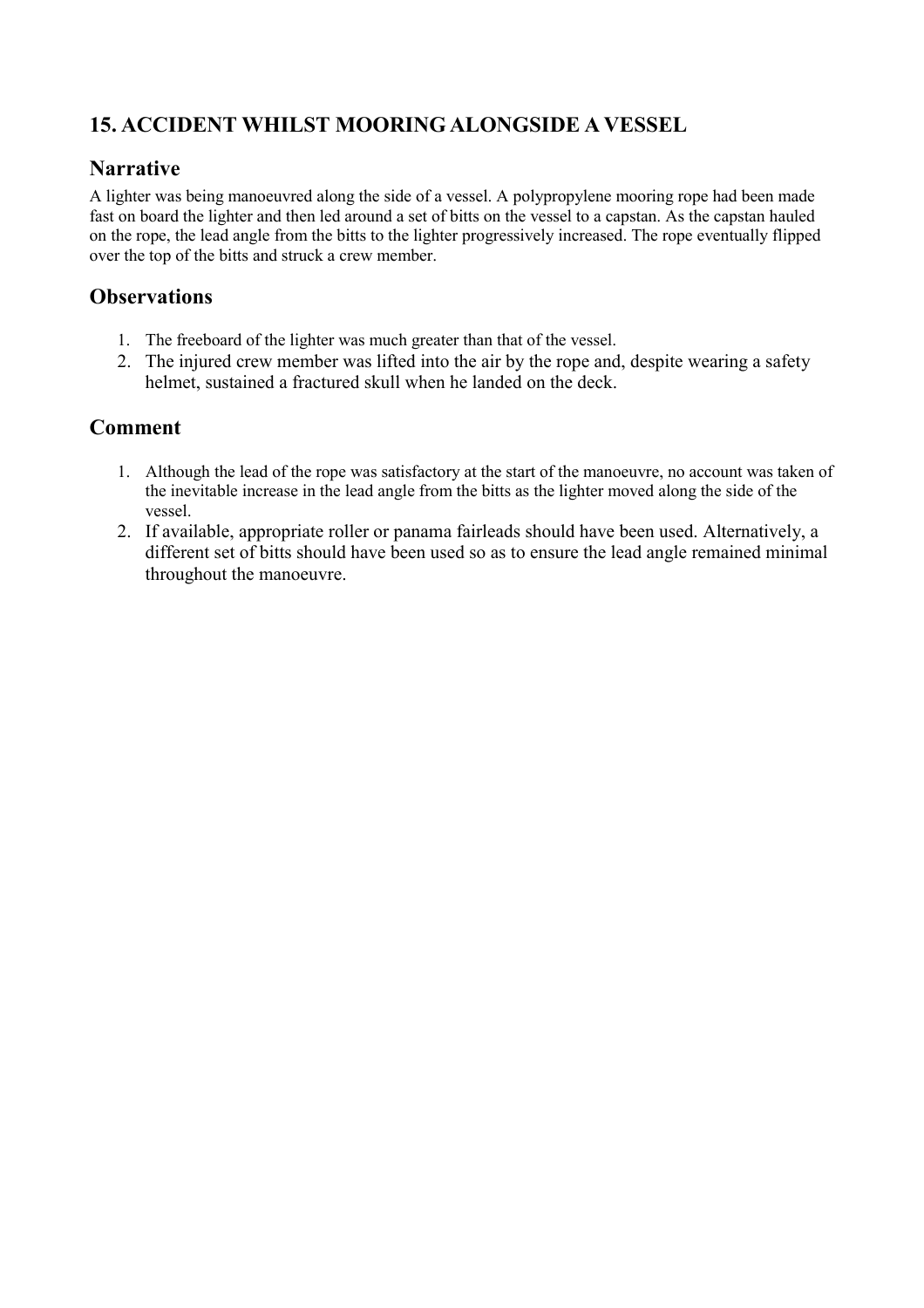## 15. ACCIDENT WHILST MOORING ALONGSIDE A VESSEL

### Narrative

A lighter was being manoeuvred along the side of a vessel. A polypropylene mooring rope had been made fast on board the lighter and then led around a set of bitts on the vessel to a capstan. As the capstan hauled on the rope, the lead angle from the bitts to the lighter progressively increased. The rope eventually flipped over the top of the bitts and struck a crew member.

### Observations

1. The freeboard of the lighter was much greater than that of the vessel.
2. The injured crew member was lifted into the air by the rope and, despite wearing a safety helmet, sustained a fractured skull when he landed on the deck.

### Comment

1. Although the lead of the rope was satisfactory at the start of the manoeuvre, no account was taken of the inevitable increase in the lead angle from the bitts as the lighter moved along the side of the vessel.
2. If available, appropriate roller or panama fairleads should have been used. Alternatively, a different set of bitts should have been used so as to ensure the lead angle remained minimal throughout the manoeuvre.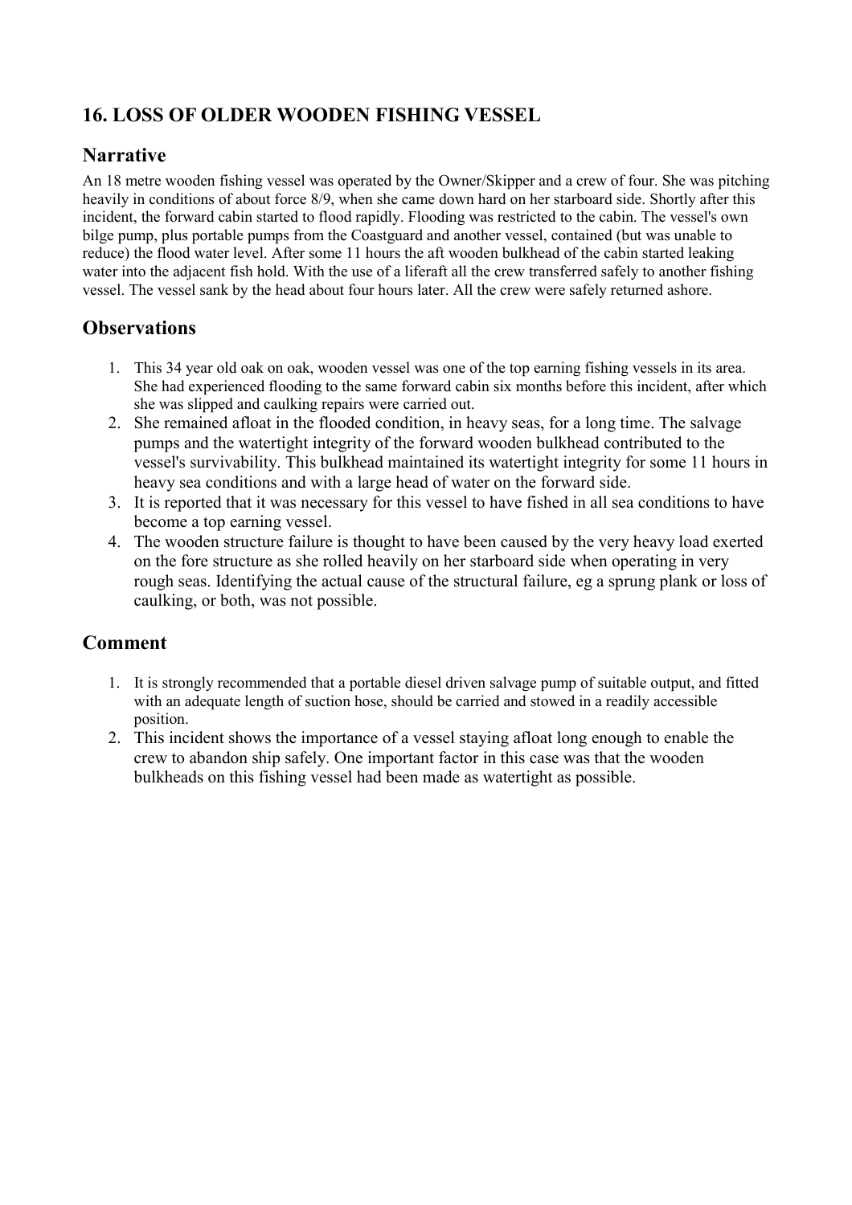## 16. LOSS OF OLDER WOODEN FISHING VESSEL

### Narrative

An 18 metre wooden fishing vessel was operated by the Owner/Skipper and a crew of four. She was pitching heavily in conditions of about force 8/9, when she came down hard on her starboard side. Shortly after this incident, the forward cabin started to flood rapidly. Flooding was restricted to the cabin. The vessel's own bilge pump, plus portable pumps from the Coastguard and another vessel, contained (but was unable to reduce) the flood water level. After some 11 hours the aft wooden bulkhead of the cabin started leaking water into the adjacent fish hold. With the use of a liferaft all the crew transferred safely to another fishing vessel. The vessel sank by the head about four hours later. All the crew were safely returned ashore.

### Observations

1. This 34 year old oak on oak, wooden vessel was one of the top earning fishing vessels in its area. She had experienced flooding to the same forward cabin six months before this incident, after which she was slipped and caulking repairs were carried out.
2. She remained afloat in the flooded condition, in heavy seas, for a long time. The salvage pumps and the watertight integrity of the forward wooden bulkhead contributed to the vessel's survivability. This bulkhead maintained its watertight integrity for some 11 hours in heavy sea conditions and with a large head of water on the forward side.
3. It is reported that it was necessary for this vessel to have fished in all sea conditions to have become a top earning vessel.
4. The wooden structure failure is thought to have been caused by the very heavy load exerted on the fore structure as she rolled heavily on her starboard side when operating in very rough seas. Identifying the actual cause of the structural failure, eg a sprung plank or loss of caulking, or both, was not possible.

### Comment

1. It is strongly recommended that a portable diesel driven salvage pump of suitable output, and fitted with an adequate length of suction hose, should be carried and stowed in a readily accessible position.
2. This incident shows the importance of a vessel staying afloat long enough to enable the crew to abandon ship safely. One important factor in this case was that the wooden bulkheads on this fishing vessel had been made as watertight as possible.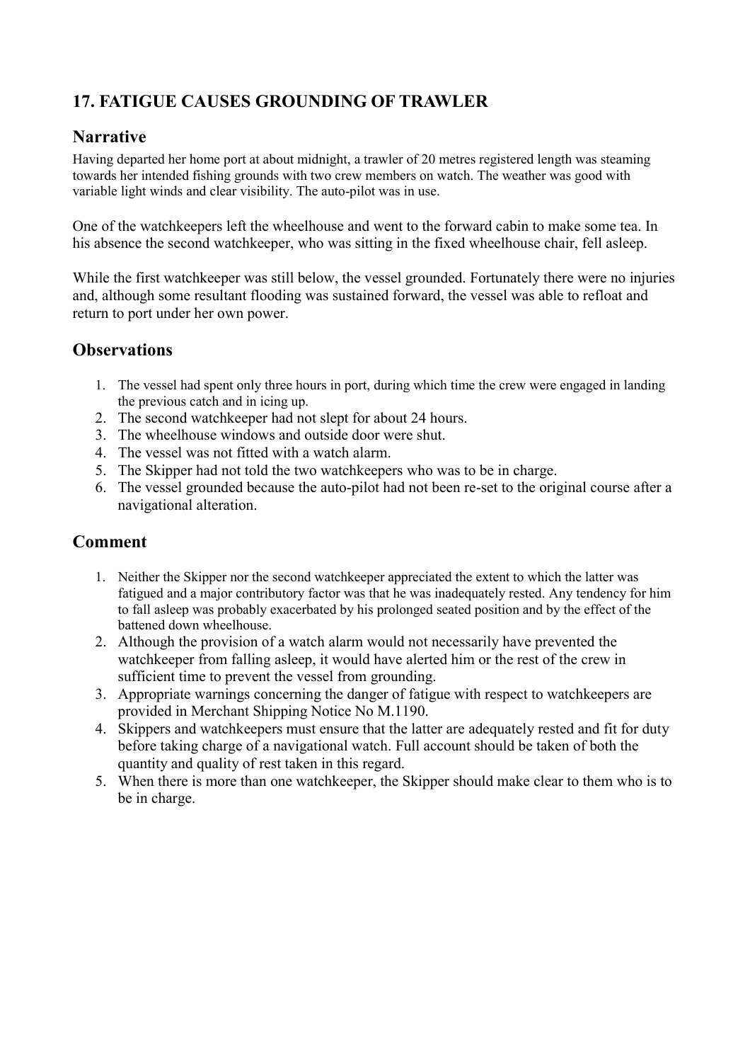## 17. FATIGUE CAUSES GROUNDING OF TRAWLER

### Narrative

Having departed her home port at about midnight, a trawler of 20 metres registered length was steaming towards her intended fishing grounds with two crew members on watch. The weather was good with variable light winds and clear visibility. The auto-pilot was in use.

One of the watchkeepers left the wheelhouse and went to the forward cabin to make some tea. In his absence the second watchkeeper, who was sitting in the fixed wheelhouse chair, fell asleep.

While the first watchkeeper was still below, the vessel grounded. Fortunately there were no injuries and, although some resultant flooding was sustained forward, the vessel was able to refloat and return to port under her own power.

### Observations

1. The vessel had spent only three hours in port, during which time the crew were engaged in landing the previous catch and in icing up.
2. The second watchkeeper had not slept for about 24 hours.
3. The wheelhouse windows and outside door were shut.
4. The vessel was not fitted with a watch alarm.
5. The Skipper had not told the two watchkeepers who was to be in charge.
6. The vessel grounded because the auto-pilot had not been re-set to the original course after a navigational alteration.

### Comment

1. Neither the Skipper nor the second watchkeeper appreciated the extent to which the latter was fatigued and a major contributory factor was that he was inadequately rested. Any tendency for him to fall asleep was probably exacerbated by his prolonged seated position and by the effect of the battened down wheelhouse.
2. Although the provision of a watch alarm would not necessarily have prevented the watchkeeper from falling asleep, it would have alerted him or the rest of the crew in sufficient time to prevent the vessel from grounding.
3. Appropriate warnings concerning the danger of fatigue with respect to watchkeepers are provided in Merchant Shipping Notice No M.1190.
4. Skippers and watchkeepers must ensure that the latter are adequately rested and fit for duty before taking charge of a navigational watch. Full account should be taken of both the quantity and quality of rest taken in this regard.
5. When there is more than one watchkeeper, the Skipper should make clear to them who is to be in charge.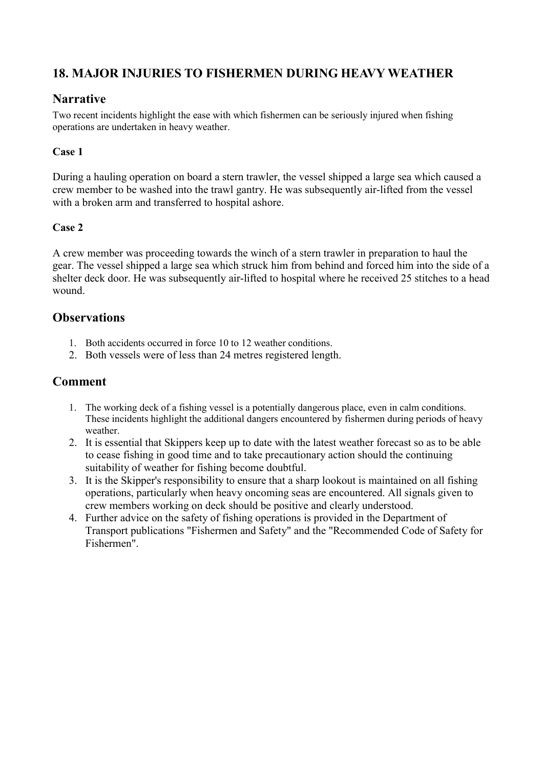## 18. MAJOR INJURIES TO FISHERMEN DURING HEAVY WEATHER

### Narrative

Two recent incidents highlight the ease with which fishermen can be seriously injured when fishing operations are undertaken in heavy weather.

**Case 1**

During a hauling operation on board a stern trawler, the vessel shipped a large sea which caused a crew member to be washed into the trawl gantry. He was subsequently air-lifted from the vessel with a broken arm and transferred to hospital ashore.

**Case 2**

A crew member was proceeding towards the winch of a stern trawler in preparation to haul the gear. The vessel shipped a large sea which struck him from behind and forced him into the side of a shelter deck door. He was subsequently air-lifted to hospital where he received 25 stitches to a head wound.

### Observations

1. Both accidents occurred in force 10 to 12 weather conditions.
2. Both vessels were of less than 24 metres registered length.

### Comment

1. The working deck of a fishing vessel is a potentially dangerous place, even in calm conditions. These incidents highlight the additional dangers encountered by fishermen during periods of heavy weather.
2. It is essential that Skippers keep up to date with the latest weather forecast so as to be able to cease fishing in good time and to take precautionary action should the continuing suitability of weather for fishing become doubtful.
3. It is the Skipper's responsibility to ensure that a sharp lookout is maintained on all fishing operations, particularly when heavy oncoming seas are encountered. All signals given to crew members working on deck should be positive and clearly understood.
4. Further advice on the safety of fishing operations is provided in the Department of Transport publications "Fishermen and Safety" and the "Recommended Code of Safety for Fishermen".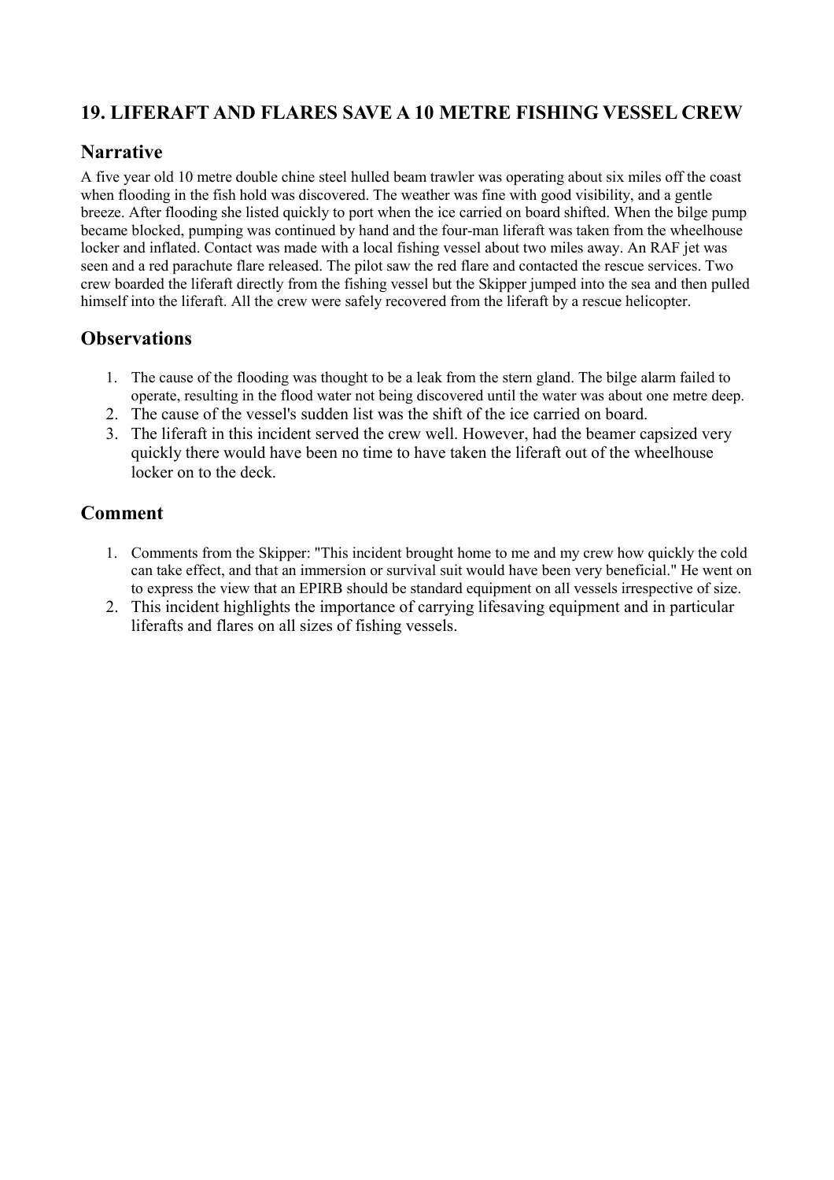## 19. LIFERAFT AND FLARES SAVE A 10 METRE FISHING VESSEL CREW

### Narrative

A five year old 10 metre double chine steel hulled beam trawler was operating about six miles off the coast when flooding in the fish hold was discovered. The weather was fine with good visibility, and a gentle breeze. After flooding she listed quickly to port when the ice carried on board shifted. When the bilge pump became blocked, pumping was continued by hand and the four-man liferaft was taken from the wheelhouse locker and inflated. Contact was made with a local fishing vessel about two miles away. An RAF jet was seen and a red parachute flare released. The pilot saw the red flare and contacted the rescue services. Two crew boarded the liferaft directly from the fishing vessel but the Skipper jumped into the sea and then pulled himself into the liferaft. All the crew were safely recovered from the liferaft by a rescue helicopter.

### Observations

1. The cause of the flooding was thought to be a leak from the stern gland. The bilge alarm failed to operate, resulting in the flood water not being discovered until the water was about one metre deep.
2. The cause of the vessel's sudden list was the shift of the ice carried on board.
3. The liferaft in this incident served the crew well. However, had the beamer capsized very quickly there would have been no time to have taken the liferaft out of the wheelhouse locker on to the deck.

### Comment

1. Comments from the Skipper: "This incident brought home to me and my crew how quickly the cold can take effect, and that an immersion or survival suit would have been very beneficial." He went on to express the view that an EPIRB should be standard equipment on all vessels irrespective of size.
2. This incident highlights the importance of carrying lifesaving equipment and in particular liferafts and flares on all sizes of fishing vessels.